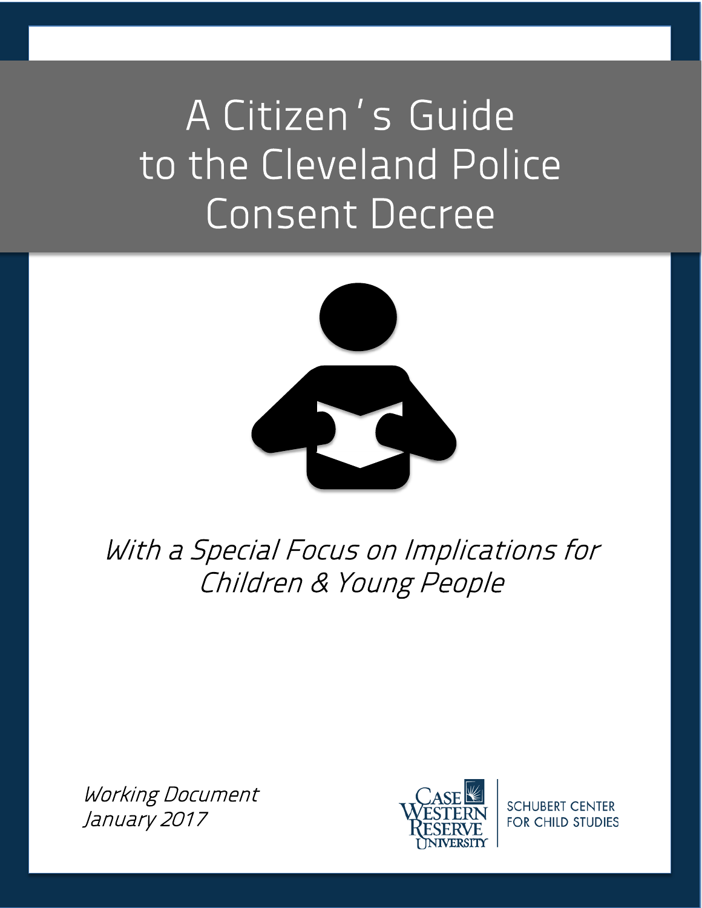# A Citizen's Guide to the Cleveland Police Consent Decree

*With a Special Focus on Implications for Children & Young People*

*Working Document*
*January 2017*

Case Western Reserve University

SCHUBERT CENTER FOR CHILD STUDIES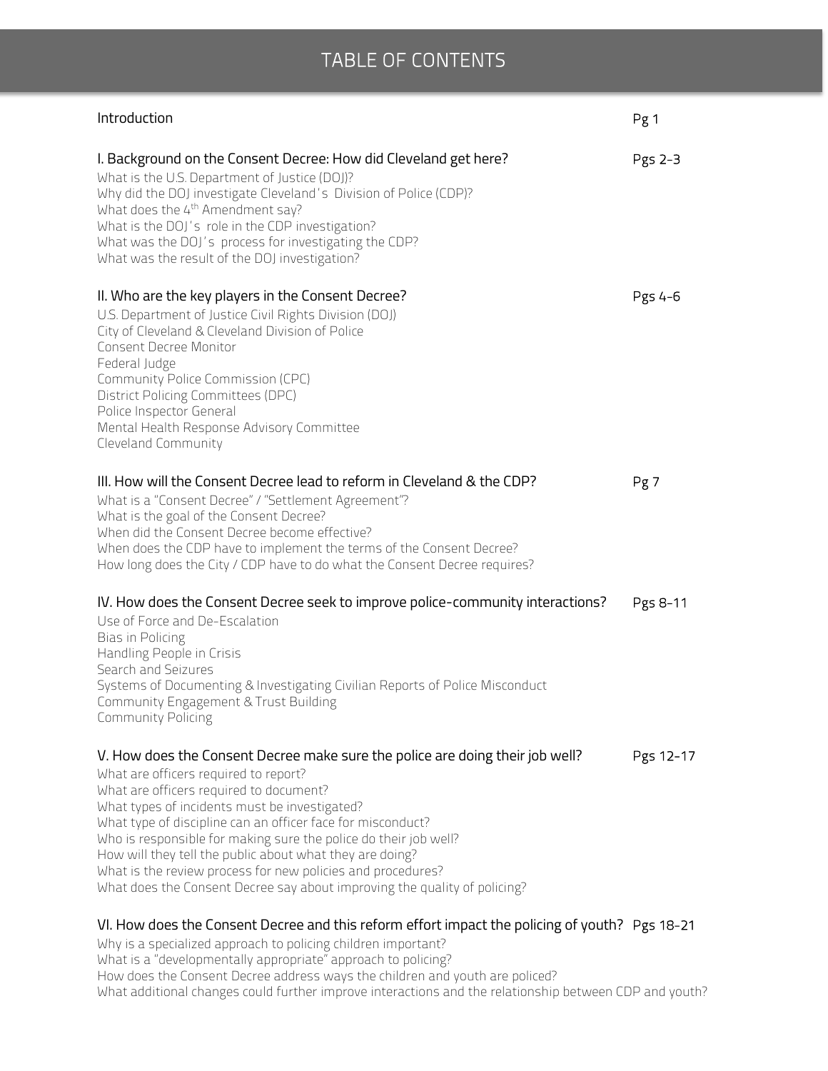# TABLE OF CONTENTS

| | |
|---|---|
| Introduction | Pg 1 |
| **I. Background on the Consent Decree: How did Cleveland get here?** | Pgs 2-3 |
| What is the U.S. Department of Justice (DOJ)? | |
| Why did the DOJ investigate Cleveland's Division of Police (CDP)? | |
| What does the 4th Amendment say? | |
| What is the DOJ's role in the CDP investigation? | |
| What was the DOJ's process for investigating the CDP? | |
| What was the result of the DOJ investigation? | |
| **II. Who are the key players in the Consent Decree?** | Pgs 4-6 |
| U.S. Department of Justice Civil Rights Division (DOJ) | |
| City of Cleveland & Cleveland Division of Police | |
| Consent Decree Monitor | |
| Federal Judge | |
| Community Police Commission (CPC) | |
| District Policing Committees (DPC) | |
| Police Inspector General | |
| Mental Health Response Advisory Committee | |
| Cleveland Community | |
| **III. How will the Consent Decree lead to reform in Cleveland & the CDP?** | Pg 7 |
| What is a "Consent Decree" / "Settlement Agreement"? | |
| What is the goal of the Consent Decree? | |
| When did the Consent Decree become effective? | |
| When does the CDP have to implement the terms of the Consent Decree? | |
| How long does the City / CDP have to do what the Consent Decree requires? | |
| **IV. How does the Consent Decree seek to improve police-community interactions?** | Pgs 8-11 |
| Use of Force and De-Escalation | |
| Bias in Policing | |
| Handling People in Crisis | |
| Search and Seizures | |
| Systems of Documenting & Investigating Civilian Reports of Police Misconduct | |
| Community Engagement & Trust Building | |
| Community Policing | |
| **V. How does the Consent Decree make sure the police are doing their job well?** | Pgs 12-17 |
| What are officers required to report? | |
| What are officers required to document? | |
| What types of incidents must be investigated? | |
| What type of discipline can an officer face for misconduct? | |
| Who is responsible for making sure the police do their job well? | |
| How will they tell the public about what they are doing? | |
| What is the review process for new policies and procedures? | |
| What does the Consent Decree say about improving the quality of policing? | |
| **VI. How does the Consent Decree and this reform effort impact the policing of youth?** | Pgs 18-21 |
| Why is a specialized approach to policing children important? | |
| What is a "developmentally appropriate" approach to policing? | |
| How does the Consent Decree address ways the children and youth are policed? | |
| What additional changes could further improve interactions and the relationship between CDP and youth? | |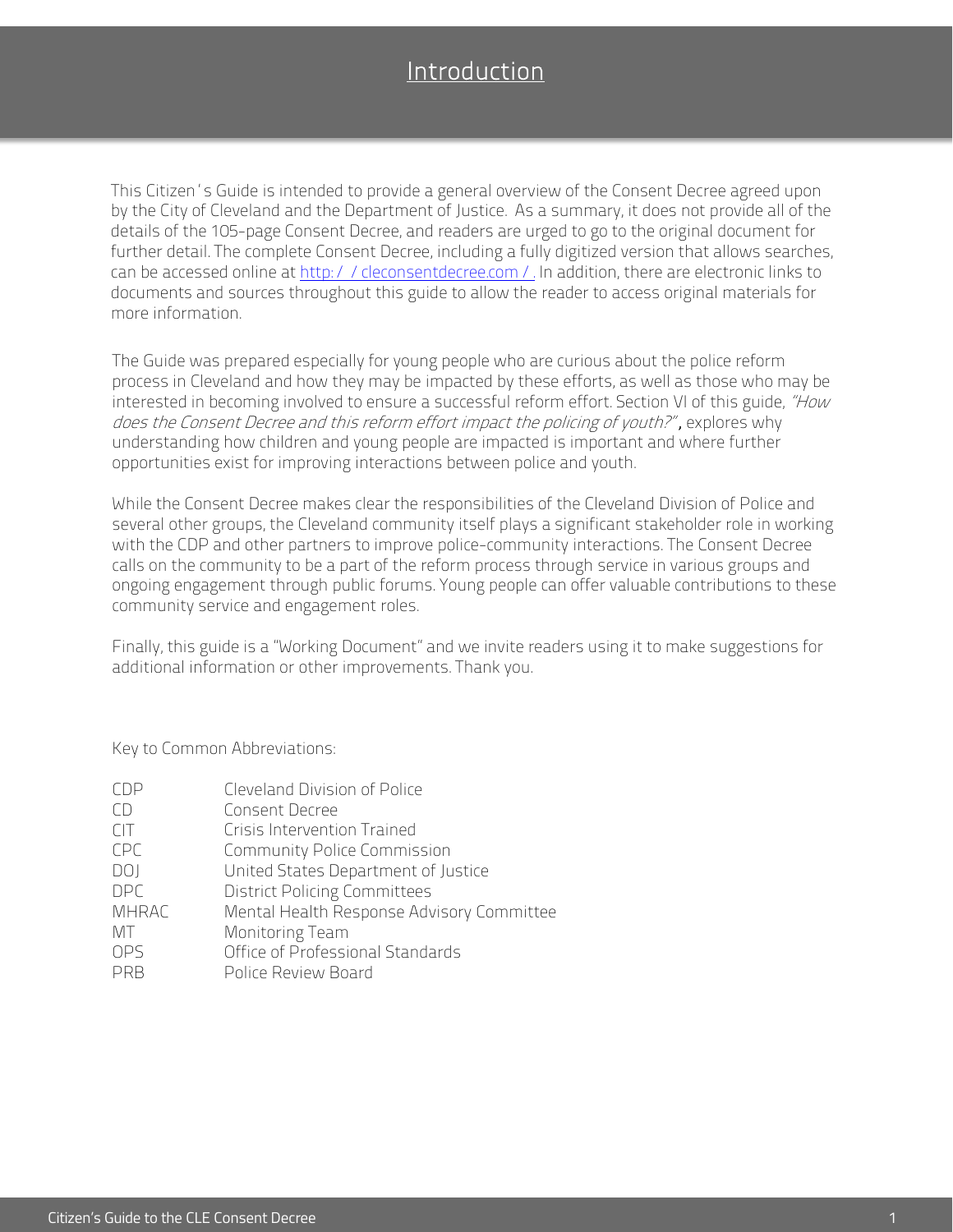# Introduction

This Citizen's Guide is intended to provide a general overview of the Consent Decree agreed upon by the City of Cleveland and the Department of Justice. As a summary, it does not provide all of the details of the 105-page Consent Decree, and readers are urged to go to the original document for further detail. The complete Consent Decree, including a fully digitized version that allows searches, can be accessed online at [http://cleconsentdecree.com/](http://cleconsentdecree.com/). In addition, there are electronic links to documents and sources throughout this guide to allow the reader to access original materials for more information.

The Guide was prepared especially for young people who are curious about the police reform process in Cleveland and how they may be impacted by these efforts, as well as those who may be interested in becoming involved to ensure a successful reform effort. Section VI of this guide, *"How does the Consent Decree and this reform effort impact the policing of youth?"*, explores why understanding how children and young people are impacted is important and where further opportunities exist for improving interactions between police and youth.

While the Consent Decree makes clear the responsibilities of the Cleveland Division of Police and several other groups, the Cleveland community itself plays a significant stakeholder role in working with the CDP and other partners to improve police-community interactions. The Consent Decree calls on the community to be a part of the reform process through service in various groups and ongoing engagement through public forums. Young people can offer valuable contributions to these community service and engagement roles.

Finally, this guide is a "Working Document" and we invite readers using it to make suggestions for additional information or other improvements. Thank you.

Key to Common Abbreviations:

| | |
|---|---|
| CDP | Cleveland Division of Police |
| CD | Consent Decree |
| CIT | Crisis Intervention Trained |
| CPC | Community Police Commission |
| DOJ | United States Department of Justice |
| DPC | District Policing Committees |
| MHRAC | Mental Health Response Advisory Committee |
| MT | Monitoring Team |
| OPS | Office of Professional Standards |
| PRB | Police Review Board |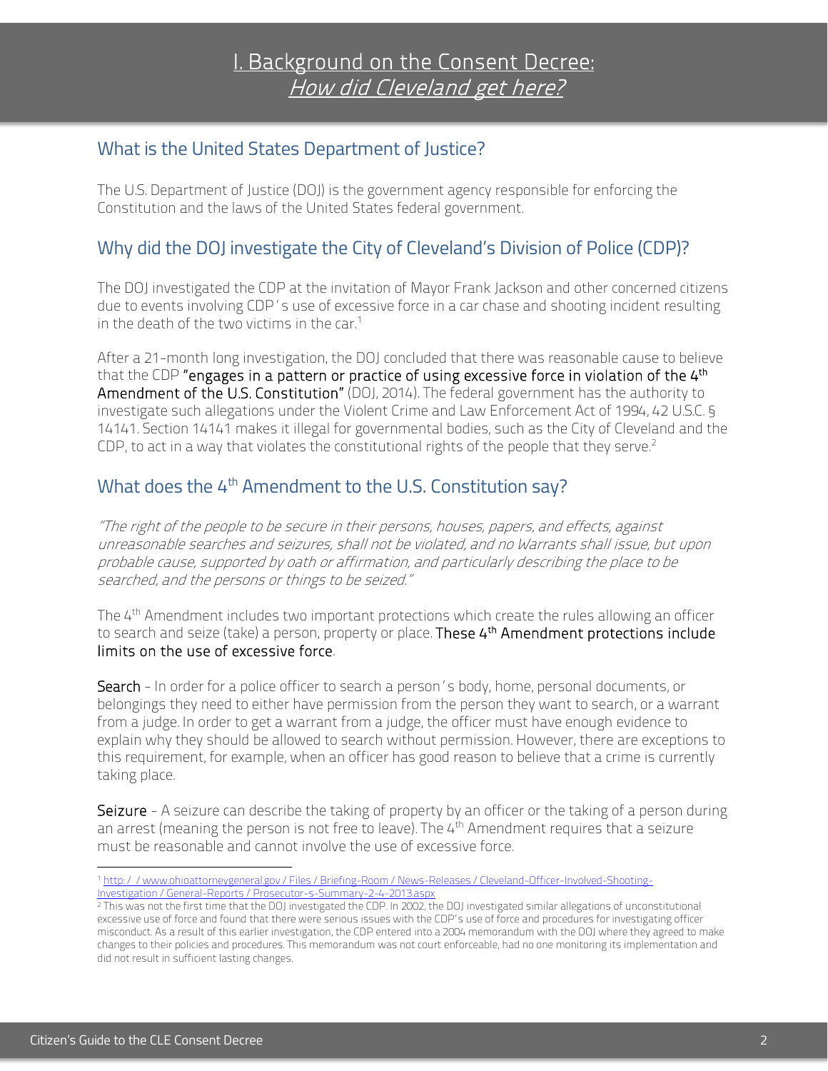# I. Background on the Consent Decree: *How did Cleveland get here?*

## What is the United States Department of Justice?

The U.S. Department of Justice (DOJ) is the government agency responsible for enforcing the Constitution and the laws of the United States federal government.

## Why did the DOJ investigate the City of Cleveland's Division of Police (CDP)?

The DOJ investigated the CDP at the invitation of Mayor Frank Jackson and other concerned citizens due to events involving CDP's use of excessive force in a car chase and shooting incident resulting in the death of the two victims in the car.[1]

After a 21-month long investigation, the DOJ concluded that there was reasonable cause to believe that the CDP **"engages in a pattern or practice of using excessive force in violation of the 4th Amendment of the U.S. Constitution"** (DOJ, 2014). The federal government has the authority to investigate such allegations under the Violent Crime and Law Enforcement Act of 1994, 42 U.S.C. § 14141. Section 14141 makes it illegal for governmental bodies, such as the City of Cleveland and the CDP, to act in a way that violates the constitutional rights of the people that they serve.[2]

## What does the 4th Amendment to the U.S. Constitution say?

*"The right of the people to be secure in their persons, houses, papers, and effects, against unreasonable searches and seizures, shall not be violated, and no Warrants shall issue, but upon probable cause, supported by oath or affirmation, and particularly describing the place to be searched, and the persons or things to be seized."*

The 4th Amendment includes two important protections which create the rules allowing an officer to search and seize (take) a person, property or place. **These 4th Amendment protections include limits on the use of excessive force**.

**Search** - In order for a police officer to search a person's body, home, personal documents, or belongings they need to either have permission from the person they want to search, or a warrant from a judge. In order to get a warrant from a judge, the officer must have enough evidence to explain why they should be allowed to search without permission. However, there are exceptions to this requirement, for example, when an officer has good reason to believe that a crime is currently taking place.

**Seizure** - A seizure can describe the taking of property by an officer or the taking of a person during an arrest (meaning the person is not free to leave). The 4th Amendment requires that a seizure must be reasonable and cannot involve the use of excessive force.

---

[1] http://www.ohioattorneygeneral.gov/Files/Briefing-Room/News-Releases/Cleveland-Officer-Involved-Shooting-Investigation/General-Reports/Prosecutor-s-Summary-2-4-2013.aspx

[2] This was not the first time that the DOJ investigated the CDP. In 2002, the DOJ investigated similar allegations of unconstitutional excessive use of force and found that there were serious issues with the CDP's use of force and procedures for investigating officer misconduct. As a result of this earlier investigation, the CDP entered into a 2004 memorandum with the DOJ where they agreed to make changes to their policies and procedures. This memorandum was not court enforceable, had no one monitoring its implementation and did not result in sufficient lasting changes.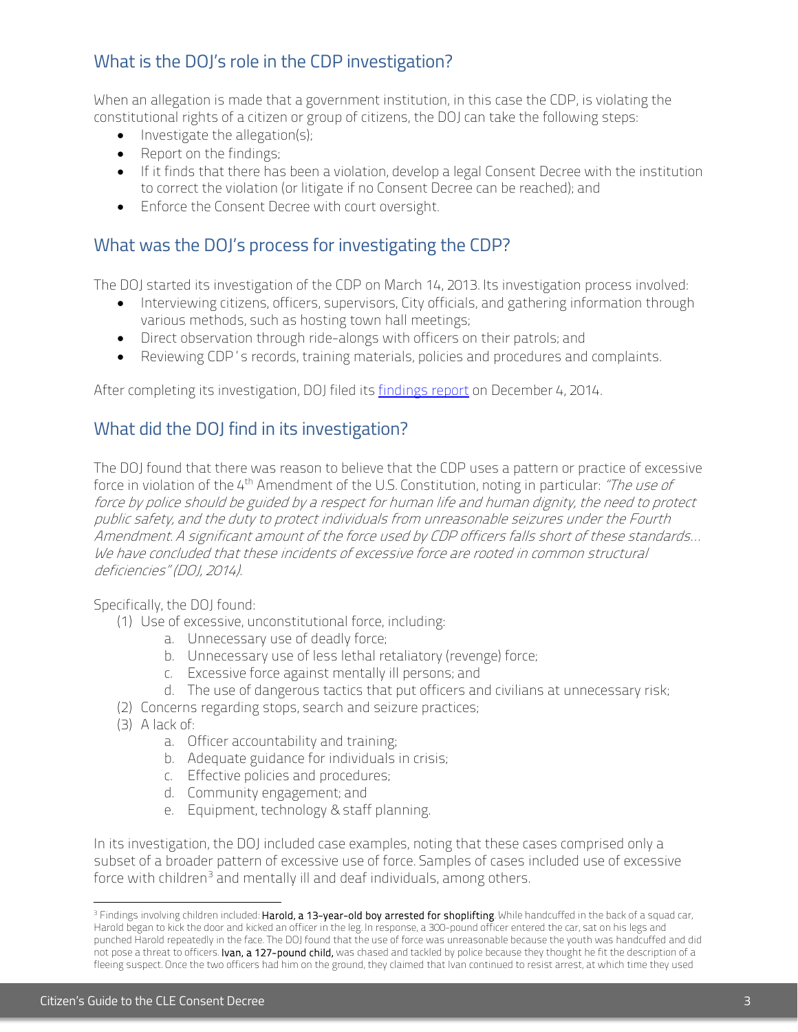## What is the DOJ's role in the CDP investigation?

When an allegation is made that a government institution, in this case the CDP, is violating the constitutional rights of a citizen or group of citizens, the DOJ can take the following steps:

- Investigate the allegation(s);
- Report on the findings;
- If it finds that there has been a violation, develop a legal Consent Decree with the institution to correct the violation (or litigate if no Consent Decree can be reached); and
- Enforce the Consent Decree with court oversight.

## What was the DOJ's process for investigating the CDP?

The DOJ started its investigation of the CDP on March 14, 2013. Its investigation process involved:

- Interviewing citizens, officers, supervisors, City officials, and gathering information through various methods, such as hosting town hall meetings;
- Direct observation through ride-alongs with officers on their patrols; and
- Reviewing CDP's records, training materials, policies and procedures and complaints.

After completing its investigation, DOJ filed its findings report on December 4, 2014.

## What did the DOJ find in its investigation?

The DOJ found that there was reason to believe that the CDP uses a pattern or practice of excessive force in violation of the 4th Amendment of the U.S. Constitution, noting in particular: *"The use of force by police should be guided by a respect for human life and human dignity, the need to protect public safety, and the duty to protect individuals from unreasonable seizures under the Fourth Amendment. A significant amount of the force used by CDP officers falls short of these standards… We have concluded that these incidents of excessive force are rooted in common structural deficiencies" (DOJ, 2014).*

Specifically, the DOJ found:

(1) Use of excessive, unconstitutional force, including:
   a. Unnecessary use of deadly force;
   b. Unnecessary use of less lethal retaliatory (revenge) force;
   c. Excessive force against mentally ill persons; and
   d. The use of dangerous tactics that put officers and civilians at unnecessary risk;

(2) Concerns regarding stops, search and seizure practices;

(3) A lack of:
   a. Officer accountability and training;
   b. Adequate guidance for individuals in crisis;
   c. Effective policies and procedures;
   d. Community engagement; and
   e. Equipment, technology & staff planning.

In its investigation, the DOJ included case examples, noting that these cases comprised only a subset of a broader pattern of excessive use of force. Samples of cases included use of excessive force with children[3] and mentally ill and deaf individuals, among others.

---

[3] Findings involving children included: **Harold, a 13-year-old boy arrested for shoplifting**. While handcuffed in the back of a squad car, Harold began to kick the door and kicked an officer in the leg. In response, a 300-pound officer entered the car, sat on his legs and punched Harold repeatedly in the face. The DOJ found that the use of force was unreasonable because the youth was handcuffed and did not pose a threat to officers. **Ivan, a 127-pound child,** was chased and tackled by police because they thought he fit the description of a fleeing suspect. Once the two officers had him on the ground, they claimed that Ivan continued to resist arrest, at which time they used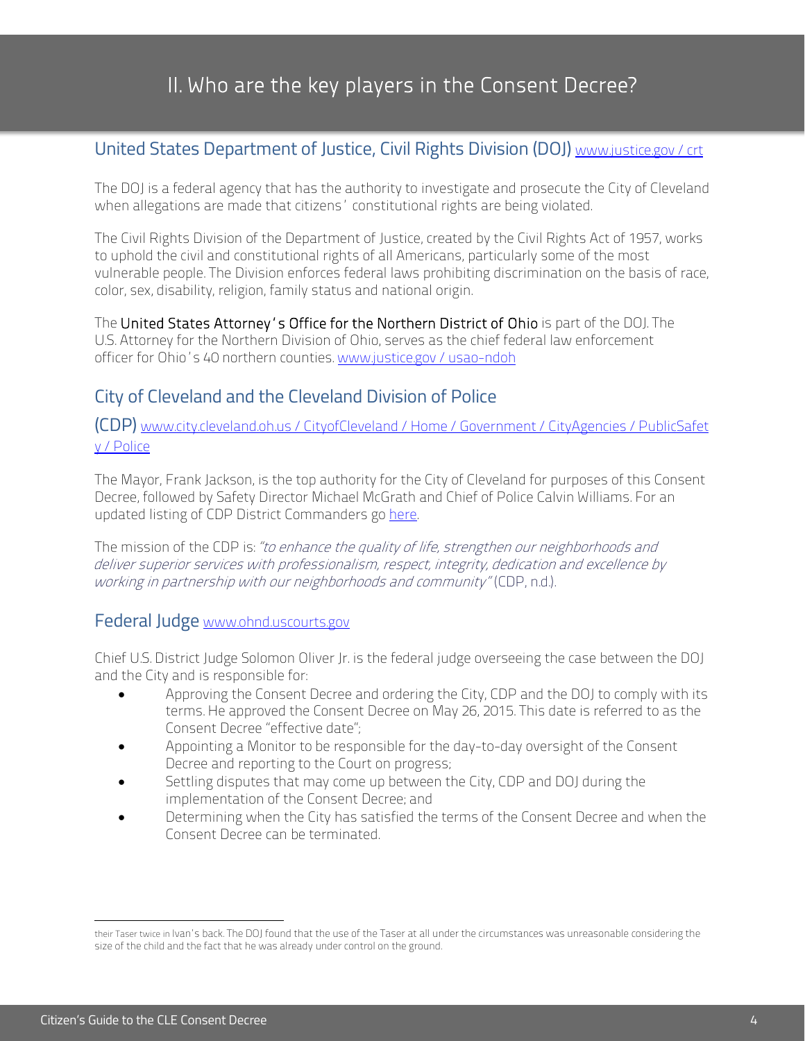# II. Who are the key players in the Consent Decree?

## United States Department of Justice, Civil Rights Division (DOJ) [www.justice.gov / crt]

The DOJ is a federal agency that has the authority to investigate and prosecute the City of Cleveland when allegations are made that citizens' constitutional rights are being violated.

The Civil Rights Division of the Department of Justice, created by the Civil Rights Act of 1957, works to uphold the civil and constitutional rights of all Americans, particularly some of the most vulnerable people. The Division enforces federal laws prohibiting discrimination on the basis of race, color, sex, disability, religion, family status and national origin.

The United States Attorney's Office for the Northern District of Ohio is part of the DOJ. The U.S. Attorney for the Northern Division of Ohio, serves as the chief federal law enforcement officer for Ohio's 40 northern counties. [www.justice.gov / usao-ndoh]

## City of Cleveland and the Cleveland Division of Police (CDP) [www.city.cleveland.oh.us / CityofCleveland / Home / Government / CityAgencies / PublicSafety / Police]

The Mayor, Frank Jackson, is the top authority for the City of Cleveland for purposes of this Consent Decree, followed by Safety Director Michael McGrath and Chief of Police Calvin Williams. For an updated listing of CDP District Commanders go [here].

The mission of the CDP is: *"to enhance the quality of life, strengthen our neighborhoods and deliver superior services with professionalism, respect, integrity, dedication and excellence by working in partnership with our neighborhoods and community"* (CDP, n.d.).

## Federal Judge [www.ohnd.uscourts.gov]

Chief U.S. District Judge Solomon Oliver Jr. is the federal judge overseeing the case between the DOJ and the City and is responsible for:

- Approving the Consent Decree and ordering the City, CDP and the DOJ to comply with its terms. He approved the Consent Decree on May 26, 2015. This date is referred to as the Consent Decree "effective date";
- Appointing a Monitor to be responsible for the day-to-day oversight of the Consent Decree and reporting to the Court on progress;
- Settling disputes that may come up between the City, CDP and DOJ during the implementation of the Consent Decree; and
- Determining when the City has satisfied the terms of the Consent Decree and when the Consent Decree can be terminated.

---

their Taser twice in Ivan's back. The DOJ found that the use of the Taser at all under the circumstances was unreasonable considering the size of the child and the fact that he was already under control on the ground.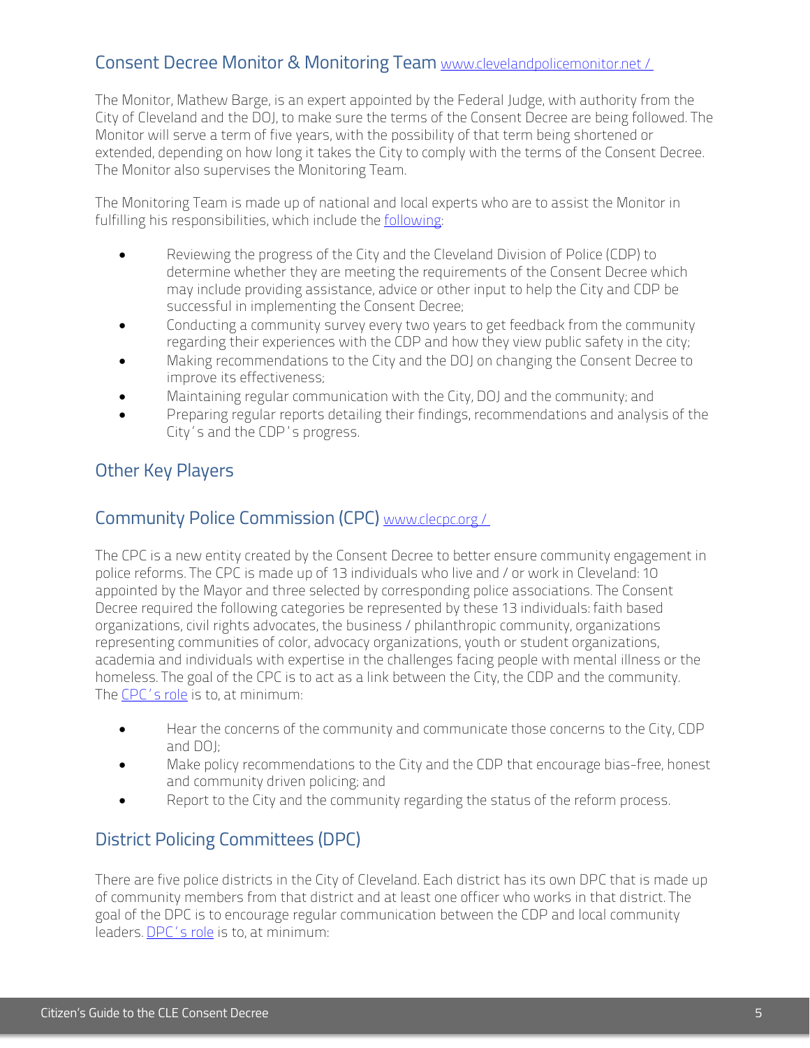## Consent Decree Monitor & Monitoring Team [www.clevelandpolicemonitor.net /](http://www.clevelandpolicemonitor.net/)

The Monitor, Mathew Barge, is an expert appointed by the Federal Judge, with authority from the City of Cleveland and the DOJ, to make sure the terms of the Consent Decree are being followed. The Monitor will serve a term of five years, with the possibility of that term being shortened or extended, depending on how long it takes the City to comply with the terms of the Consent Decree. The Monitor also supervises the Monitoring Team.

The Monitoring Team is made up of national and local experts who are to assist the Monitor in fulfilling his responsibilities, which include the following:

- Reviewing the progress of the City and the Cleveland Division of Police (CDP) to determine whether they are meeting the requirements of the Consent Decree which may include providing assistance, advice or other input to help the City and CDP be successful in implementing the Consent Decree;
- Conducting a community survey every two years to get feedback from the community regarding their experiences with the CDP and how they view public safety in the city;
- Making recommendations to the City and the DOJ on changing the Consent Decree to improve its effectiveness;
- Maintaining regular communication with the City, DOJ and the community; and
- Preparing regular reports detailing their findings, recommendations and analysis of the City's and the CDP's progress.

## Other Key Players

## Community Police Commission (CPC) [www.clecpc.org /](http://www.clecpc.org/)

The CPC is a new entity created by the Consent Decree to better ensure community engagement in police reforms. The CPC is made up of 13 individuals who live and / or work in Cleveland: 10 appointed by the Mayor and three selected by corresponding police associations. The Consent Decree required the following categories be represented by these 13 individuals: faith based organizations, civil rights advocates, the business / philanthropic community, organizations representing communities of color, advocacy organizations, youth or student organizations, academia and individuals with expertise in the challenges facing people with mental illness or the homeless. The goal of the CPC is to act as a link between the City, the CDP and the community. The CPC's role is to, at minimum:

- Hear the concerns of the community and communicate those concerns to the City, CDP and DOJ;
- Make policy recommendations to the City and the CDP that encourage bias-free, honest and community driven policing; and
- Report to the City and the community regarding the status of the reform process.

## District Policing Committees (DPC)

There are five police districts in the City of Cleveland. Each district has its own DPC that is made up of community members from that district and at least one officer who works in that district. The goal of the DPC is to encourage regular communication between the CDP and local community leaders. DPC's role is to, at minimum: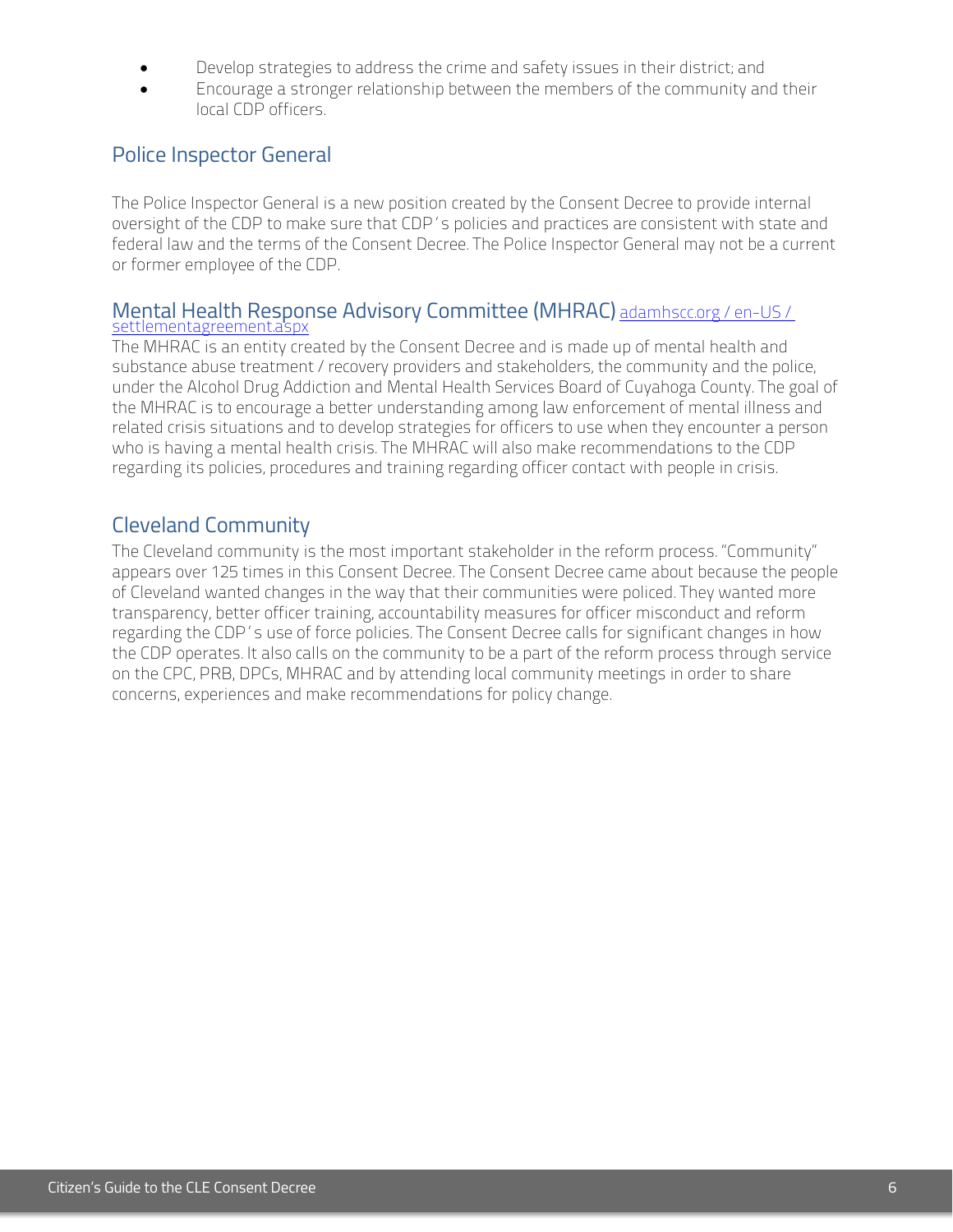- Develop strategies to address the crime and safety issues in their district; and
- Encourage a stronger relationship between the members of the community and their local CDP officers.

## Police Inspector General

The Police Inspector General is a new position created by the Consent Decree to provide internal oversight of the CDP to make sure that CDP's policies and practices are consistent with state and federal law and the terms of the Consent Decree. The Police Inspector General may not be a current or former employee of the CDP.

## Mental Health Response Advisory Committee (MHRAC) adamhscc.org / en-US / settlementagreement.aspx

The MHRAC is an entity created by the Consent Decree and is made up of mental health and substance abuse treatment / recovery providers and stakeholders, the community and the police, under the Alcohol Drug Addiction and Mental Health Services Board of Cuyahoga County. The goal of the MHRAC is to encourage a better understanding among law enforcement of mental illness and related crisis situations and to develop strategies for officers to use when they encounter a person who is having a mental health crisis. The MHRAC will also make recommendations to the CDP regarding its policies, procedures and training regarding officer contact with people in crisis.

## Cleveland Community

The Cleveland community is the most important stakeholder in the reform process. "Community" appears over 125 times in this Consent Decree. The Consent Decree came about because the people of Cleveland wanted changes in the way that their communities were policed. They wanted more transparency, better officer training, accountability measures for officer misconduct and reform regarding the CDP's use of force policies. The Consent Decree calls for significant changes in how the CDP operates. It also calls on the community to be a part of the reform process through service on the CPC, PRB, DPCs, MHRAC and by attending local community meetings in order to share concerns, experiences and make recommendations for policy change.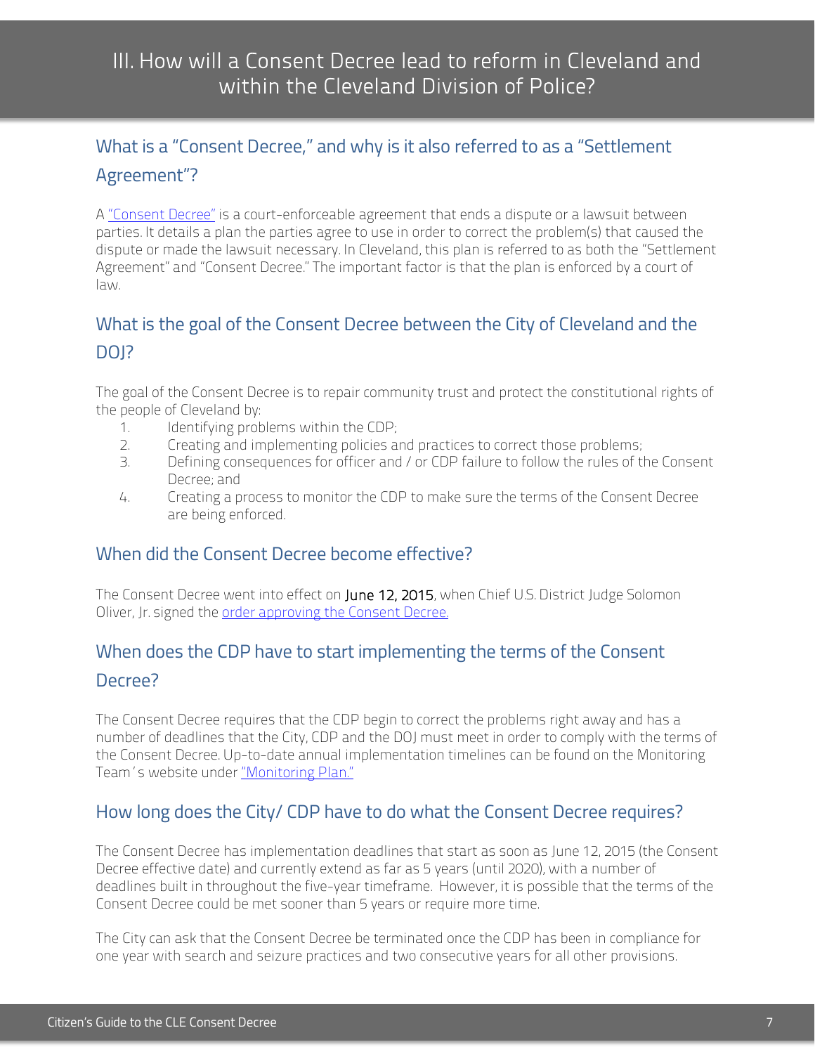# III. How will a Consent Decree lead to reform in Cleveland and within the Cleveland Division of Police?

## What is a "Consent Decree," and why is it also referred to as a "Settlement Agreement"?

A "Consent Decree" is a court-enforceable agreement that ends a dispute or a lawsuit between parties. It details a plan the parties agree to use in order to correct the problem(s) that caused the dispute or made the lawsuit necessary. In Cleveland, this plan is referred to as both the "Settlement Agreement" and "Consent Decree." The important factor is that the plan is enforced by a court of law.

## What is the goal of the Consent Decree between the City of Cleveland and the DOJ?

The goal of the Consent Decree is to repair community trust and protect the constitutional rights of the people of Cleveland by:

1. Identifying problems within the CDP;
2. Creating and implementing policies and practices to correct those problems;
3. Defining consequences for officer and / or CDP failure to follow the rules of the Consent Decree; and
4. Creating a process to monitor the CDP to make sure the terms of the Consent Decree are being enforced.

## When did the Consent Decree become effective?

The Consent Decree went into effect on **June 12, 2015**, when Chief U.S. District Judge Solomon Oliver, Jr. signed the order approving the Consent Decree.

## When does the CDP have to start implementing the terms of the Consent Decree?

The Consent Decree requires that the CDP begin to correct the problems right away and has a number of deadlines that the City, CDP and the DOJ must meet in order to comply with the terms of the Consent Decree. Up-to-date annual implementation timelines can be found on the Monitoring Team's website under "Monitoring Plan."

## How long does the City/ CDP have to do what the Consent Decree requires?

The Consent Decree has implementation deadlines that start as soon as June 12, 2015 (the Consent Decree effective date) and currently extend as far as 5 years (until 2020), with a number of deadlines built in throughout the five-year timeframe. However, it is possible that the terms of the Consent Decree could be met sooner than 5 years or require more time.

The City can ask that the Consent Decree be terminated once the CDP has been in compliance for one year with search and seizure practices and two consecutive years for all other provisions.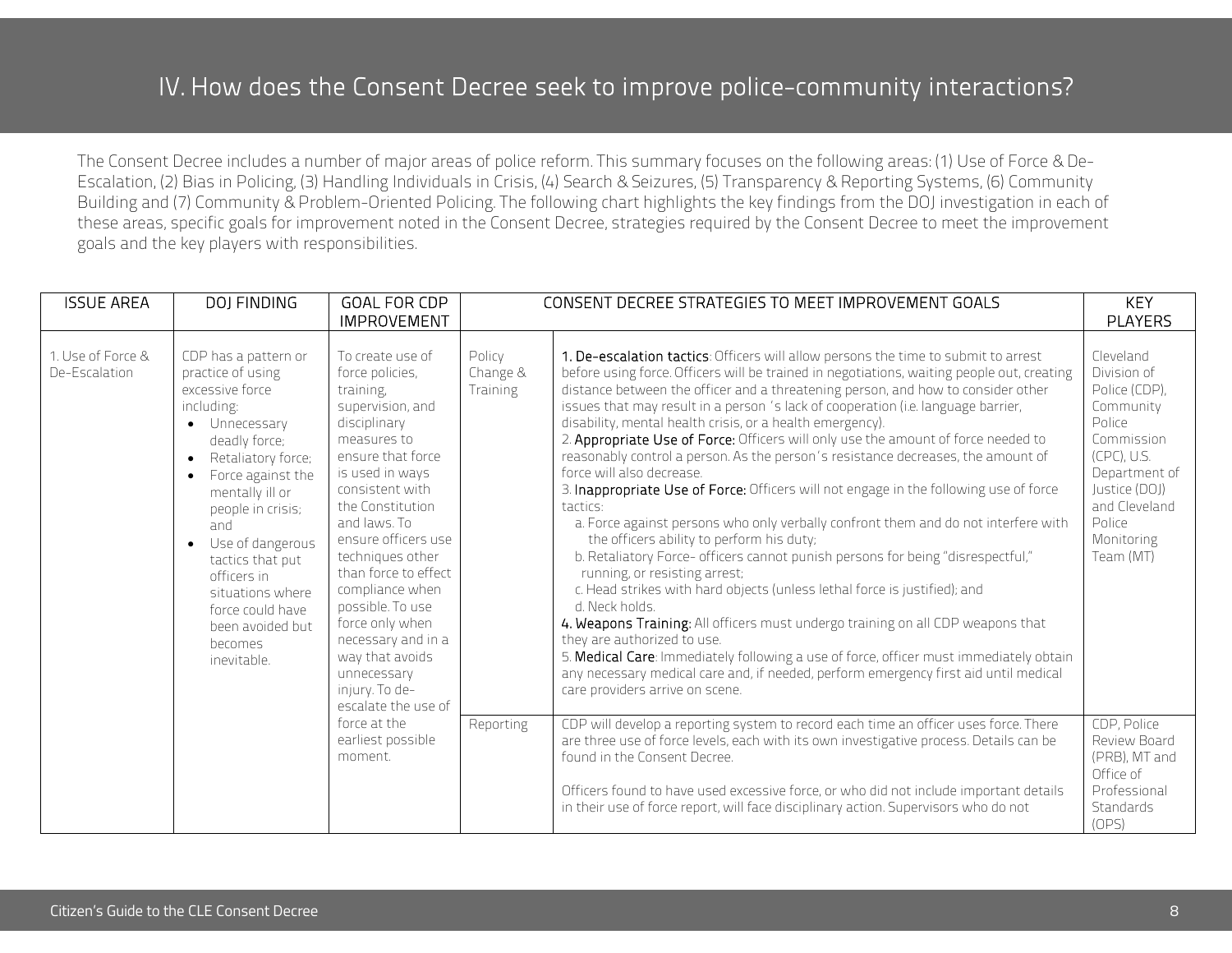# IV. How does the Consent Decree seek to improve police-community interactions?

The Consent Decree includes a number of major areas of police reform. This summary focuses on the following areas: (1) Use of Force & De-Escalation, (2) Bias in Policing, (3) Handling Individuals in Crisis, (4) Search & Seizures, (5) Transparency & Reporting Systems, (6) Community Building and (7) Community & Problem-Oriented Policing. The following chart highlights the key findings from the DOJ investigation in each of these areas, specific goals for improvement noted in the Consent Decree, strategies required by the Consent Decree to meet the improvement goals and the key players with responsibilities.

| ISSUE AREA | DOJ FINDING | GOAL FOR CDP IMPROVEMENT | CONSENT DECREE STRATEGIES TO MEET IMPROVEMENT GOALS | | KEY PLAYERS |
|---|---|---|---|---|---|
| 1. Use of Force & De-Escalation | CDP has a pattern or practice of using excessive force including: <br>• Unnecessary deadly force; <br>• Retaliatory force; <br>• Force against the mentally ill or people in crisis; and <br>• Use of dangerous tactics that put officers in situations where force could have been avoided but becomes inevitable. | To create use of force policies, training, supervision, and disciplinary measures to ensure that force is used in ways consistent with the Constitution and laws. To ensure officers use techniques other than force to effect compliance when possible. To use force only when necessary and in a way that avoids unnecessary injury. To de-escalate the use of force at the earliest possible moment. | Policy Change & Training | **1. De-escalation tactics**: Officers will allow persons the time to submit to arrest before using force. Officers will be trained in negotiations, waiting people out, creating distance between the officer and a threatening person, and how to consider other issues that may result in a person 's lack of cooperation (i.e. language barrier, disability, mental health crisis, or a health emergency). <br>2. **Appropriate Use of Force:** Officers will only use the amount of force needed to reasonably control a person. As the person's resistance decreases, the amount of force will also decrease. <br>3. **Inappropriate Use of Force:** Officers will not engage in the following use of force tactics: <br>a. Force against persons who only verbally confront them and do not interfere with the officers ability to perform his duty; <br>b. Retaliatory Force- officers cannot punish persons for being "disrespectful," running, or resisting arrest; <br>c. Head strikes with hard objects (unless lethal force is justified); and <br>d. Neck holds. <br>**4. Weapons Training:** All officers must undergo training on all CDP weapons that they are authorized to use. <br>5. **Medical Care**: Immediately following a use of force, officer must immediately obtain any necessary medical care and, if needed, perform emergency first aid until medical care providers arrive on scene. | Cleveland Division of Police (CDP), Community Police Commission (CPC), U.S. Department of Justice (DOJ) and Cleveland Police Monitoring Team (MT) |
| | | | Reporting | CDP will develop a reporting system to record each time an officer uses force. There are three use of force levels, each with its own investigative process. Details can be found in the Consent Decree. <br><br>Officers found to have used excessive force, or who did not include important details in their use of force report, will face disciplinary action. Supervisors who do not | CDP, Police Review Board (PRB), MT and Office of Professional Standards (OPS) |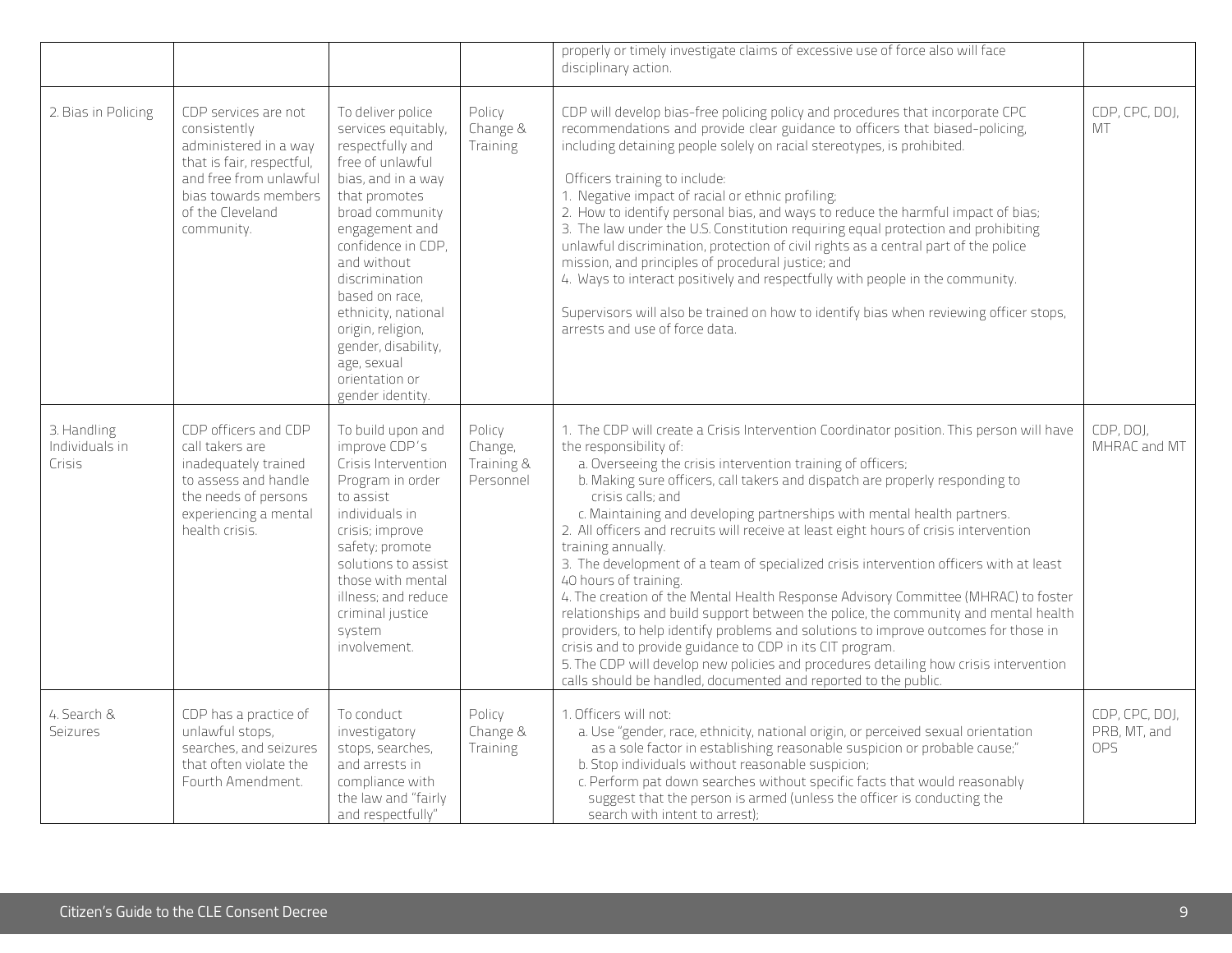|  |  |  |  | properly or timely investigate claims of excessive use of force also will face disciplinary action. |  |
|---|---|---|---|---|---|
| 2. Bias in Policing | CDP services are not consistently administered in a way that is fair, respectful, and free from unlawful bias towards members of the Cleveland community. | To deliver police services equitably, respectfully and free of unlawful bias, and in a way that promotes broad community engagement and confidence in CDP, and without discrimination based on race, ethnicity, national origin, religion, gender, disability, age, sexual orientation or gender identity. | Policy Change & Training | CDP will develop bias-free policing policy and procedures that incorporate CPC recommendations and provide clear guidance to officers that biased-policing, including detaining people solely on racial stereotypes, is prohibited.<br><br>Officers training to include:<br>1. Negative impact of racial or ethnic profiling;<br>2. How to identify personal bias, and ways to reduce the harmful impact of bias;<br>3. The law under the U.S. Constitution requiring equal protection and prohibiting unlawful discrimination, protection of civil rights as a central part of the police mission, and principles of procedural justice; and<br>4. Ways to interact positively and respectfully with people in the community.<br><br>Supervisors will also be trained on how to identify bias when reviewing officer stops, arrests and use of force data. | CDP, CPC, DOJ, MT |
| 3. Handling Individuals in Crisis | CDP officers and CDP call takers are inadequately trained to assess and handle the needs of persons experiencing a mental health crisis. | To build upon and improve CDP's Crisis Intervention Program in order to assist individuals in crisis; improve safety; promote solutions to assist those with mental illness; and reduce criminal justice system involvement. | Policy Change, Training & Personnel | 1. The CDP will create a Crisis Intervention Coordinator position. This person will have the responsibility of:<br>a. Overseeing the crisis intervention training of officers;<br>b. Making sure officers, call takers and dispatch are properly responding to crisis calls; and<br>c. Maintaining and developing partnerships with mental health partners.<br>2. All officers and recruits will receive at least eight hours of crisis intervention training annually.<br>3. The development of a team of specialized crisis intervention officers with at least 40 hours of training.<br>4. The creation of the Mental Health Response Advisory Committee (MHRAC) to foster relationships and build support between the police, the community and mental health providers, to help identify problems and solutions to improve outcomes for those in crisis and to provide guidance to CDP in its CIT program.<br>5. The CDP will develop new policies and procedures detailing how crisis intervention calls should be handled, documented and reported to the public. | CDP, DOJ, MHRAC and MT |
| 4. Search & Seizures | CDP has a practice of unlawful stops, searches, and seizures that often violate the Fourth Amendment. | To conduct investigatory stops, searches, and arrests in compliance with the law and "fairly and respectfully" | Policy Change & Training | 1. Officers will not:<br>a. Use "gender, race, ethnicity, national origin, or perceived sexual orientation as a sole factor in establishing reasonable suspicion or probable cause;"<br>b. Stop individuals without reasonable suspicion;<br>c. Perform pat down searches without specific facts that would reasonably suggest that the person is armed (unless the officer is conducting the search with intent to arrest); | CDP, CPC, DOJ, PRB, MT, and OPS |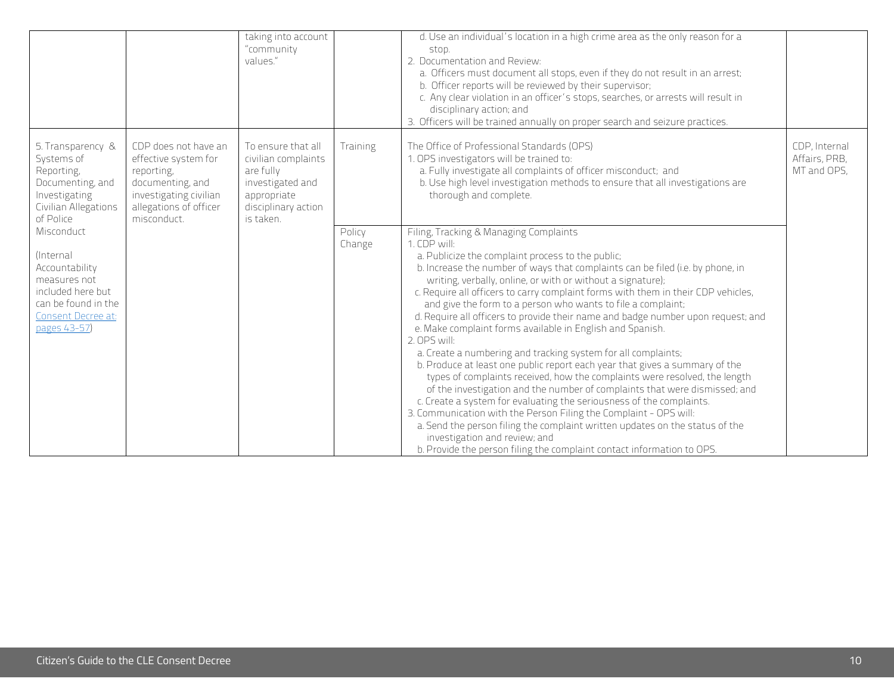| | | | | | |
|---|---|---|---|---|---|
| | | taking into account "community values." | | d. Use an individual's location in a high crime area as the only reason for a stop.<br>2. Documentation and Review:<br>a. Officers must document all stops, even if they do not result in an arrest;<br>b. Officer reports will be reviewed by their supervisor;<br>c. Any clear violation in an officer's stops, searches, or arrests will result in disciplinary action; and<br>3. Officers will be trained annually on proper search and seizure practices. | |
| 5. Transparency & Systems of Reporting, Documenting, and Investigating Civilian Allegations of Police Misconduct<br><br>(Internal Accountability measures not included here but can be found in the [Consent Decree at: pages 43-57](#)) | CDP does not have an effective system for reporting, documenting, and investigating civilian allegations of officer misconduct. | To ensure that all civilian complaints are fully investigated and appropriate disciplinary action is taken. | Training | The Office of Professional Standards (OPS)<br>1. OPS investigators will be trained to:<br>a. Fully investigate all complaints of officer misconduct; and<br>b. Use high level investigation methods to ensure that all investigations are thorough and complete. | CDP, Internal Affairs, PRB, MT and OPS, |
| | | | Policy Change | Filing, Tracking & Managing Complaints<br>1. CDP will:<br>a. Publicize the complaint process to the public;<br>b. Increase the number of ways that complaints can be filed (i.e. by phone, in writing, verbally, online, or with or without a signature);<br>c. Require all officers to carry complaint forms with them in their CDP vehicles, and give the form to a person who wants to file a complaint;<br>d. Require all officers to provide their name and badge number upon request; and<br>e. Make complaint forms available in English and Spanish.<br>2. OPS will:<br>a. Create a numbering and tracking system for all complaints;<br>b. Produce at least one public report each year that gives a summary of the types of complaints received, how the complaints were resolved, the length of the investigation and the number of complaints that were dismissed; and<br>c. Create a system for evaluating the seriousness of the complaints.<br>3. Communication with the Person Filing the Complaint - OPS will:<br>a. Send the person filing the complaint written updates on the status of the investigation and review; and<br>b. Provide the person filing the complaint contact information to OPS. | |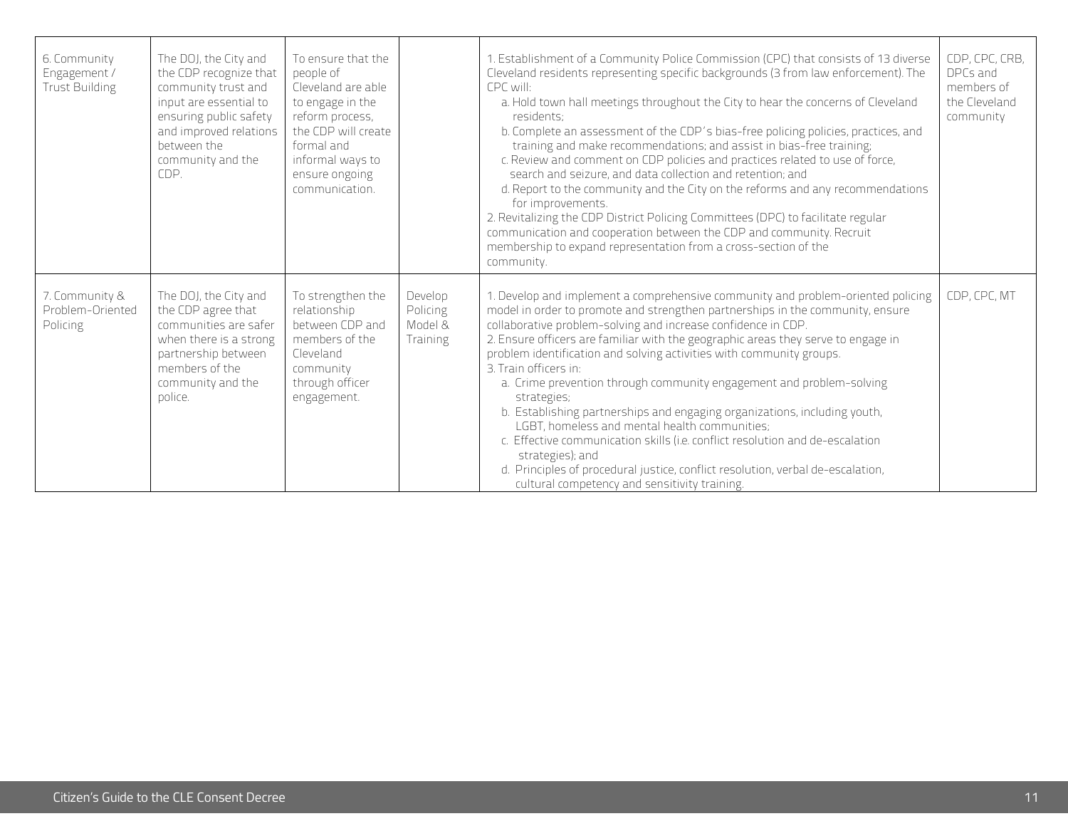| | | | | | |
|---|---|---|---|---|---|
| 6. Community Engagement / Trust Building | The DOJ, the City and the CDP recognize that community trust and input are essential to ensuring public safety and improved relations between the community and the CDP. | To ensure that the people of Cleveland are able to engage in the reform process, the CDP will create formal and informal ways to ensure ongoing communication. | | 1. Establishment of a Community Police Commission (CPC) that consists of 13 diverse Cleveland residents representing specific backgrounds (3 from law enforcement). The CPC will:<br>a. Hold town hall meetings throughout the City to hear the concerns of Cleveland residents;<br>b. Complete an assessment of the CDP's bias-free policing policies, practices, and training and make recommendations; and assist in bias-free training;<br>c. Review and comment on CDP policies and practices related to use of force, search and seizure, and data collection and retention; and<br>d. Report to the community and the City on the reforms and any recommendations for improvements.<br>2. Revitalizing the CDP District Policing Committees (DPC) to facilitate regular communication and cooperation between the CDP and community. Recruit membership to expand representation from a cross-section of the community. | CDP, CPC, CRB, DPCs and members of the Cleveland community |
| 7. Community & Problem-Oriented Policing | The DOJ, the City and the CDP agree that communities are safer when there is a strong partnership between members of the community and the police. | To strengthen the relationship between CDP and members of the Cleveland community through officer engagement. | Develop Policing Model & Training | 1. Develop and implement a comprehensive community and problem-oriented policing model in order to promote and strengthen partnerships in the community, ensure collaborative problem-solving and increase confidence in CDP.<br>2. Ensure officers are familiar with the geographic areas they serve to engage in problem identification and solving activities with community groups.<br>3. Train officers in:<br>a. Crime prevention through community engagement and problem-solving strategies;<br>b. Establishing partnerships and engaging organizations, including youth, LGBT, homeless and mental health communities;<br>c. Effective communication skills (i.e. conflict resolution and de-escalation strategies); and<br>d. Principles of procedural justice, conflict resolution, verbal de-escalation, cultural competency and sensitivity training. | CDP, CPC, MT |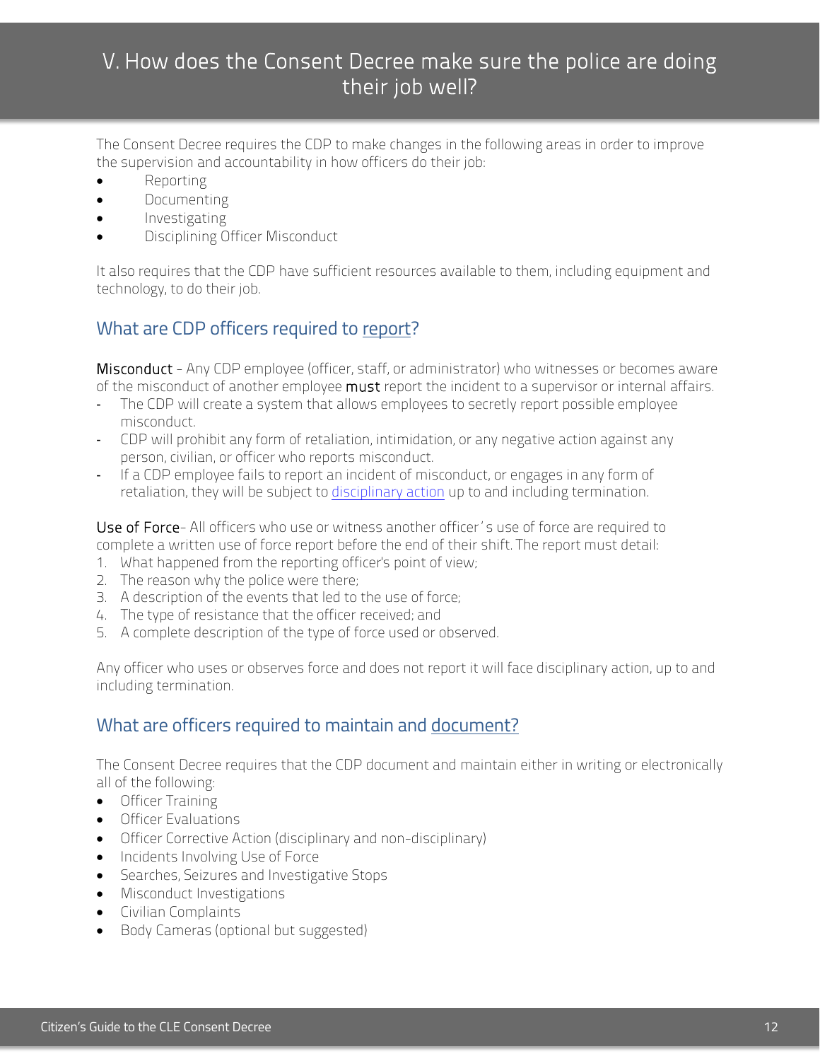# V. How does the Consent Decree make sure the police are doing their job well?

The Consent Decree requires the CDP to make changes in the following areas in order to improve the supervision and accountability in how officers do their job:

- Reporting
- Documenting
- Investigating
- Disciplining Officer Misconduct

It also requires that the CDP have sufficient resources available to them, including equipment and technology, to do their job.

## What are CDP officers required to report?

**Misconduct** - Any CDP employee (officer, staff, or administrator) who witnesses or becomes aware of the misconduct of another employee **must** report the incident to a supervisor or internal affairs.

- The CDP will create a system that allows employees to secretly report possible employee misconduct.
- CDP will prohibit any form of retaliation, intimidation, or any negative action against any person, civilian, or officer who reports misconduct.
- If a CDP employee fails to report an incident of misconduct, or engages in any form of retaliation, they will be subject to disciplinary action up to and including termination.

**Use of Force**- All officers who use or witness another officer's use of force are required to complete a written use of force report before the end of their shift. The report must detail:

1. What happened from the reporting officer's point of view;
2. The reason why the police were there;
3. A description of the events that led to the use of force;
4. The type of resistance that the officer received; and
5. A complete description of the type of force used or observed.

Any officer who uses or observes force and does not report it will face disciplinary action, up to and including termination.

## What are officers required to maintain and document?

The Consent Decree requires that the CDP document and maintain either in writing or electronically all of the following:

- Officer Training
- Officer Evaluations
- Officer Corrective Action (disciplinary and non-disciplinary)
- Incidents Involving Use of Force
- Searches, Seizures and Investigative Stops
- Misconduct Investigations
- Civilian Complaints
- Body Cameras (optional but suggested)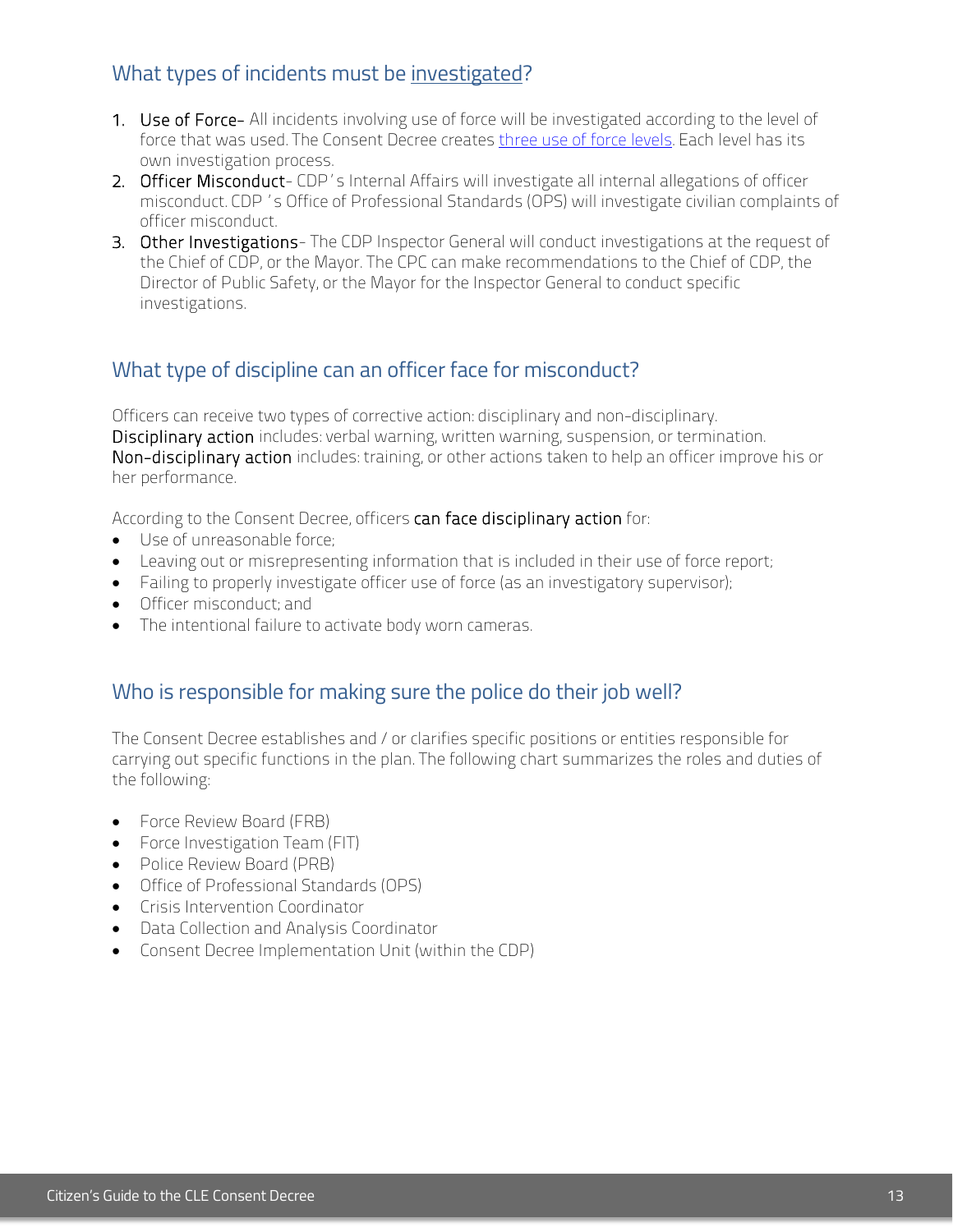## What types of incidents must be investigated?

1. **Use of Force**- All incidents involving use of force will be investigated according to the level of force that was used. The Consent Decree creates three use of force levels. Each level has its own investigation process.
2. **Officer Misconduct**- CDP's Internal Affairs will investigate all internal allegations of officer misconduct. CDP's Office of Professional Standards (OPS) will investigate civilian complaints of officer misconduct.
3. **Other Investigations**- The CDP Inspector General will conduct investigations at the request of the Chief of CDP, or the Mayor. The CPC can make recommendations to the Chief of CDP, the Director of Public Safety, or the Mayor for the Inspector General to conduct specific investigations.

## What type of discipline can an officer face for misconduct?

Officers can receive two types of corrective action: disciplinary and non-disciplinary. **Disciplinary action** includes: verbal warning, written warning, suspension, or termination. **Non-disciplinary action** includes: training, or other actions taken to help an officer improve his or her performance.

According to the Consent Decree, officers **can face disciplinary action** for:

- Use of unreasonable force;
- Leaving out or misrepresenting information that is included in their use of force report;
- Failing to properly investigate officer use of force (as an investigatory supervisor);
- Officer misconduct; and
- The intentional failure to activate body worn cameras.

## Who is responsible for making sure the police do their job well?

The Consent Decree establishes and / or clarifies specific positions or entities responsible for carrying out specific functions in the plan. The following chart summarizes the roles and duties of the following:

- Force Review Board (FRB)
- Force Investigation Team (FIT)
- Police Review Board (PRB)
- Office of Professional Standards (OPS)
- Crisis Intervention Coordinator
- Data Collection and Analysis Coordinator
- Consent Decree Implementation Unit (within the CDP)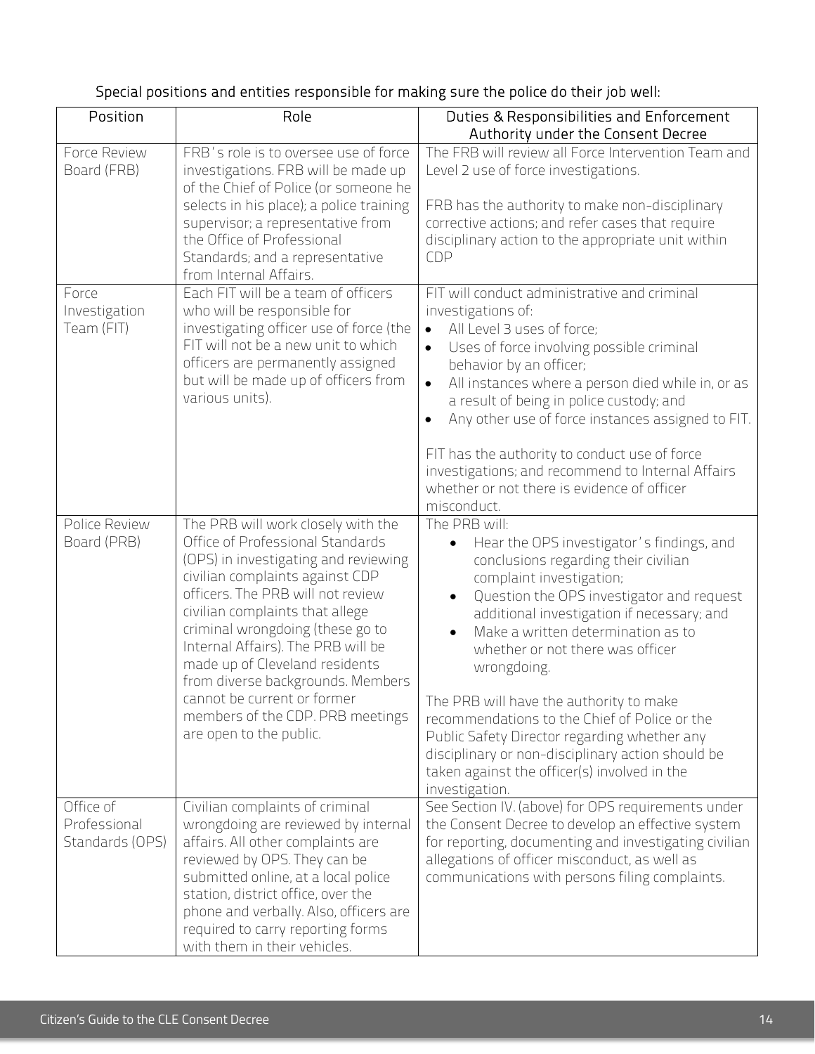Special positions and entities responsible for making sure the police do their job well:

| Position | Role | Duties & Responsibilities and Enforcement Authority under the Consent Decree |
|---|---|---|
| Force Review Board (FRB) | FRB's role is to oversee use of force investigations. FRB will be made up of the Chief of Police (or someone he selects in his place); a police training supervisor; a representative from the Office of Professional Standards; and a representative from Internal Affairs. | The FRB will review all Force Intervention Team and Level 2 use of force investigations.<br><br>FRB has the authority to make non-disciplinary corrective actions; and refer cases that require disciplinary action to the appropriate unit within CDP |
| Force Investigation Team (FIT) | Each FIT will be a team of officers who will be responsible for investigating officer use of force (the FIT will not be a new unit to which officers are permanently assigned but will be made up of officers from various units). | FIT will conduct administrative and criminal investigations of:<br>• All Level 3 uses of force;<br>• Uses of force involving possible criminal behavior by an officer;<br>• All instances where a person died while in, or as a result of being in police custody; and<br>• Any other use of force instances assigned to FIT.<br><br>FIT has the authority to conduct use of force investigations; and recommend to Internal Affairs whether or not there is evidence of officer misconduct. |
| Police Review Board (PRB) | The PRB will work closely with the Office of Professional Standards (OPS) in investigating and reviewing civilian complaints against CDP officers. The PRB will not review civilian complaints that allege criminal wrongdoing (these go to Internal Affairs). The PRB will be made up of Cleveland residents from diverse backgrounds. Members cannot be current or former members of the CDP. PRB meetings are open to the public. | The PRB will:<br>• Hear the OPS investigator's findings, and conclusions regarding their civilian complaint investigation;<br>• Question the OPS investigator and request additional investigation if necessary; and<br>• Make a written determination as to whether or not there was officer wrongdoing.<br><br>The PRB will have the authority to make recommendations to the Chief of Police or the Public Safety Director regarding whether any disciplinary or non-disciplinary action should be taken against the officer(s) involved in the investigation. |
| Office of Professional Standards (OPS) | Civilian complaints of criminal wrongdoing are reviewed by internal affairs. All other complaints are reviewed by OPS. They can be submitted online, at a local police station, district office, over the phone and verbally. Also, officers are required to carry reporting forms with them in their vehicles. | See Section IV. (above) for OPS requirements under the Consent Decree to develop an effective system for reporting, documenting and investigating civilian allegations of officer misconduct, as well as communications with persons filing complaints. |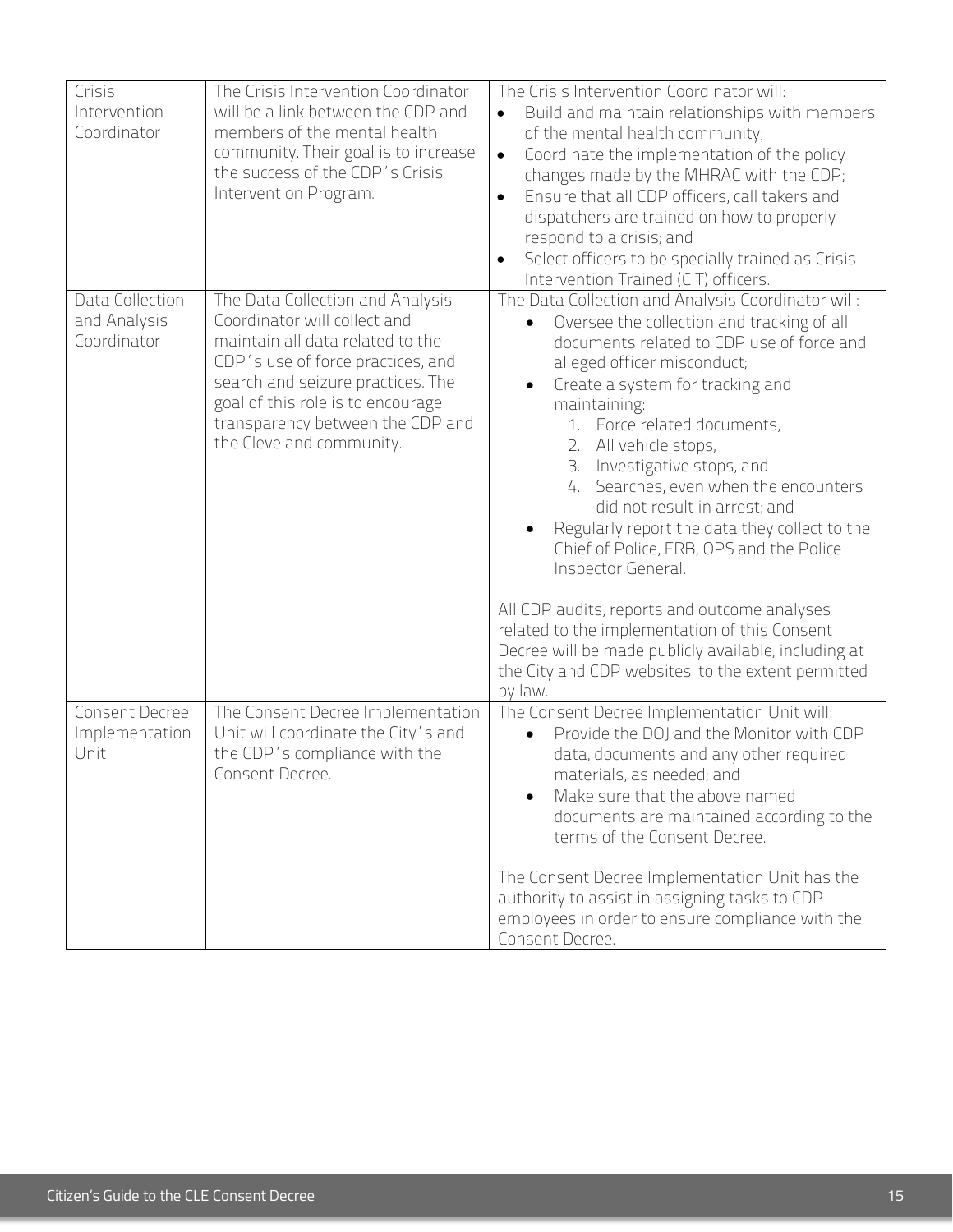| | | |
|---|---|---|
| Crisis Intervention Coordinator | The Crisis Intervention Coordinator will be a link between the CDP and members of the mental health community. Their goal is to increase the success of the CDP's Crisis Intervention Program. | The Crisis Intervention Coordinator will:<br>• Build and maintain relationships with members of the mental health community;<br>• Coordinate the implementation of the policy changes made by the MHRAC with the CDP;<br>• Ensure that all CDP officers, call takers and dispatchers are trained on how to properly respond to a crisis; and<br>• Select officers to be specially trained as Crisis Intervention Trained (CIT) officers. |
| Data Collection and Analysis Coordinator | The Data Collection and Analysis Coordinator will collect and maintain all data related to the CDP's use of force practices, and search and seizure practices. The goal of this role is to encourage transparency between the CDP and the Cleveland community. | The Data Collection and Analysis Coordinator will:<br>• Oversee the collection and tracking of all documents related to CDP use of force and alleged officer misconduct;<br>• Create a system for tracking and maintaining:<br>1. Force related documents,<br>2. All vehicle stops,<br>3. Investigative stops, and<br>4. Searches, even when the encounters did not result in arrest; and<br>• Regularly report the data they collect to the Chief of Police, FRB, OPS and the Police Inspector General.<br><br>All CDP audits, reports and outcome analyses related to the implementation of this Consent Decree will be made publicly available, including at the City and CDP websites, to the extent permitted by law. |
| Consent Decree Implementation Unit | The Consent Decree Implementation Unit will coordinate the City's and the CDP's compliance with the Consent Decree. | The Consent Decree Implementation Unit will:<br>• Provide the DOJ and the Monitor with CDP data, documents and any other required materials, as needed; and<br>• Make sure that the above named documents are maintained according to the terms of the Consent Decree.<br><br>The Consent Decree Implementation Unit has the authority to assist in assigning tasks to CDP employees in order to ensure compliance with the Consent Decree. |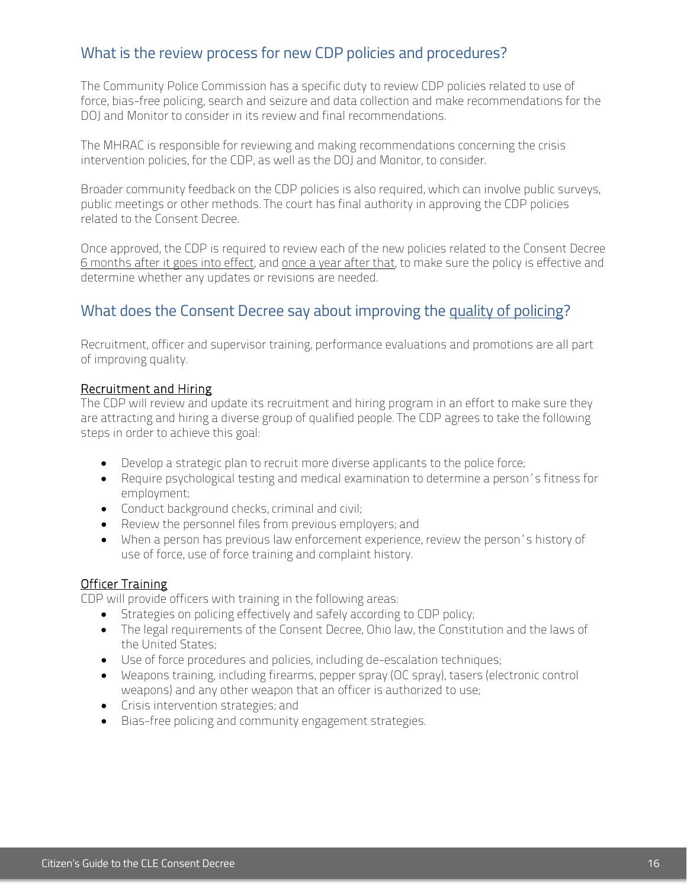## What is the review process for new CDP policies and procedures?

The Community Police Commission has a specific duty to review CDP policies related to use of force, bias-free policing, search and seizure and data collection and make recommendations for the DOJ and Monitor to consider in its review and final recommendations.

The MHRAC is responsible for reviewing and making recommendations concerning the crisis intervention policies, for the CDP, as well as the DOJ and Monitor, to consider.

Broader community feedback on the CDP policies is also required, which can involve public surveys, public meetings or other methods. The court has final authority in approving the CDP policies related to the Consent Decree.

Once approved, the CDP is required to review each of the new policies related to the Consent Decree 6 months after it goes into effect, and once a year after that, to make sure the policy is effective and determine whether any updates or revisions are needed.

## What does the Consent Decree say about improving the quality of policing?

Recruitment, officer and supervisor training, performance evaluations and promotions are all part of improving quality.

### Recruitment and Hiring

The CDP will review and update its recruitment and hiring program in an effort to make sure they are attracting and hiring a diverse group of qualified people. The CDP agrees to take the following steps in order to achieve this goal:

- Develop a strategic plan to recruit more diverse applicants to the police force;
- Require psychological testing and medical examination to determine a person's fitness for employment;
- Conduct background checks, criminal and civil;
- Review the personnel files from previous employers; and
- When a person has previous law enforcement experience, review the person's history of use of force, use of force training and complaint history.

### Officer Training

CDP will provide officers with training in the following areas:

- Strategies on policing effectively and safely according to CDP policy;
- The legal requirements of the Consent Decree, Ohio law, the Constitution and the laws of the United States;
- Use of force procedures and policies, including de-escalation techniques;
- Weapons training, including firearms, pepper spray (OC spray), tasers (electronic control weapons) and any other weapon that an officer is authorized to use;
- Crisis intervention strategies; and
- Bias-free policing and community engagement strategies.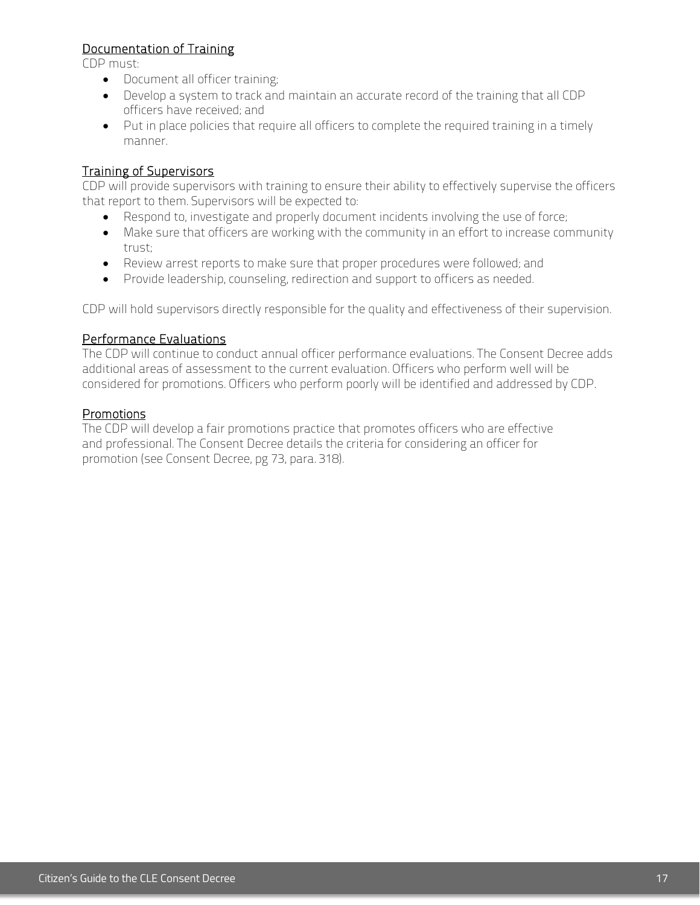## Documentation of Training

CDP must:

- Document all officer training;
- Develop a system to track and maintain an accurate record of the training that all CDP officers have received; and
- Put in place policies that require all officers to complete the required training in a timely manner.

## Training of Supervisors

CDP will provide supervisors with training to ensure their ability to effectively supervise the officers that report to them. Supervisors will be expected to:

- Respond to, investigate and properly document incidents involving the use of force;
- Make sure that officers are working with the community in an effort to increase community trust;
- Review arrest reports to make sure that proper procedures were followed; and
- Provide leadership, counseling, redirection and support to officers as needed.

CDP will hold supervisors directly responsible for the quality and effectiveness of their supervision.

## Performance Evaluations

The CDP will continue to conduct annual officer performance evaluations. The Consent Decree adds additional areas of assessment to the current evaluation. Officers who perform well will be considered for promotions. Officers who perform poorly will be identified and addressed by CDP.

## Promotions

The CDP will develop a fair promotions practice that promotes officers who are effective and professional. The Consent Decree details the criteria for considering an officer for promotion (see Consent Decree, pg 73, para. 318).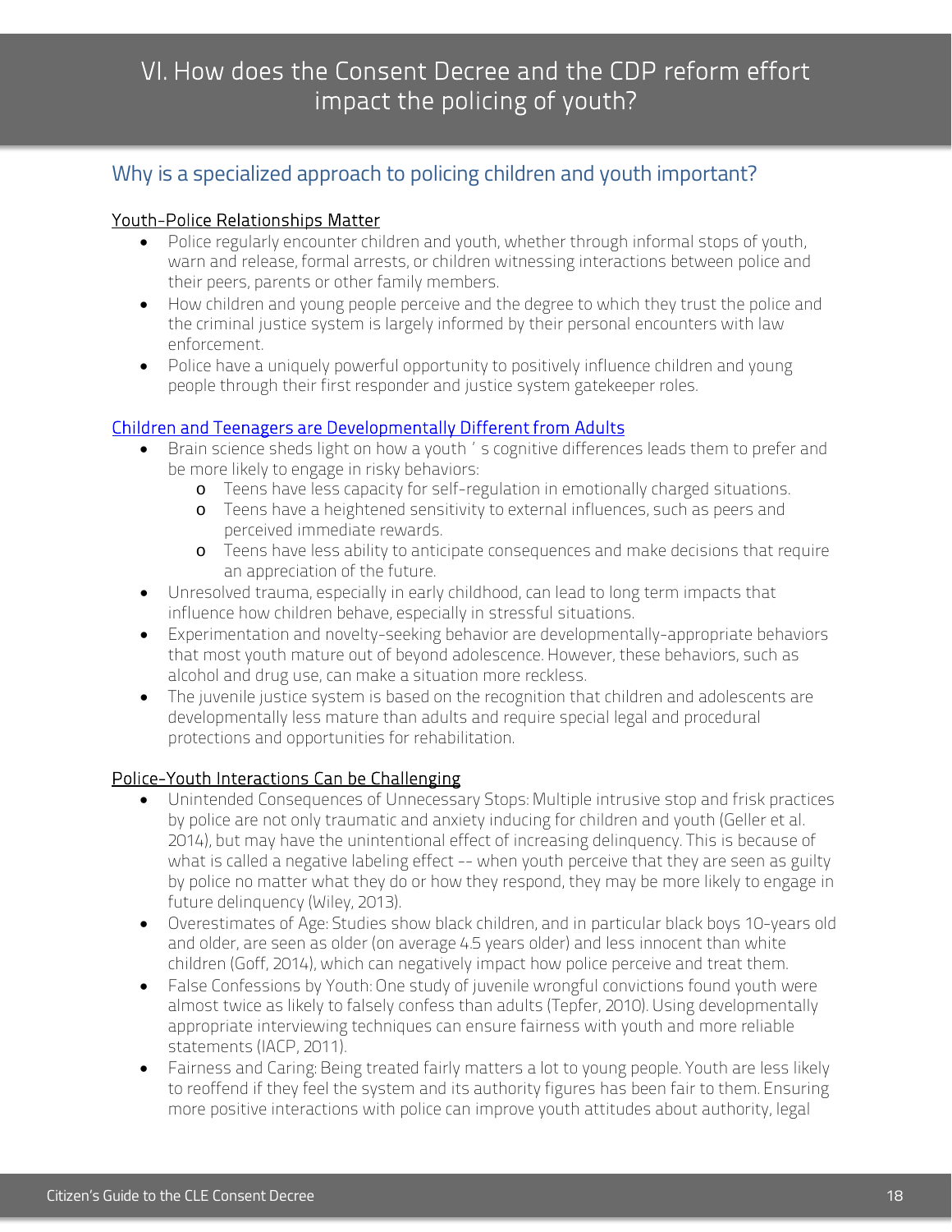# VI. How does the Consent Decree and the CDP reform effort impact the policing of youth?

## Why is a specialized approach to policing children and youth important?

### Youth-Police Relationships Matter

- Police regularly encounter children and youth, whether through informal stops of youth, warn and release, formal arrests, or children witnessing interactions between police and their peers, parents or other family members.
- How children and young people perceive and the degree to which they trust the police and the criminal justice system is largely informed by their personal encounters with law enforcement.
- Police have a uniquely powerful opportunity to positively influence children and young people through their first responder and justice system gatekeeper roles.

### Children and Teenagers are Developmentally Different from Adults

- Brain science sheds light on how a youth ' s cognitive differences leads them to prefer and be more likely to engage in risky behaviors:
  - Teens have less capacity for self-regulation in emotionally charged situations.
  - Teens have a heightened sensitivity to external influences, such as peers and perceived immediate rewards.
  - Teens have less ability to anticipate consequences and make decisions that require an appreciation of the future.
- Unresolved trauma, especially in early childhood, can lead to long term impacts that influence how children behave, especially in stressful situations.
- Experimentation and novelty-seeking behavior are developmentally-appropriate behaviors that most youth mature out of beyond adolescence. However, these behaviors, such as alcohol and drug use, can make a situation more reckless.
- The juvenile justice system is based on the recognition that children and adolescents are developmentally less mature than adults and require special legal and procedural protections and opportunities for rehabilitation.

### Police-Youth Interactions Can be Challenging

- Unintended Consequences of Unnecessary Stops: Multiple intrusive stop and frisk practices by police are not only traumatic and anxiety inducing for children and youth (Geller et al. 2014), but may have the unintentional effect of increasing delinquency. This is because of what is called a negative labeling effect -- when youth perceive that they are seen as guilty by police no matter what they do or how they respond, they may be more likely to engage in future delinquency (Wiley, 2013).
- Overestimates of Age: Studies show black children, and in particular black boys 10-years old and older, are seen as older (on average 4.5 years older) and less innocent than white children (Goff, 2014), which can negatively impact how police perceive and treat them.
- False Confessions by Youth: One study of juvenile wrongful convictions found youth were almost twice as likely to falsely confess than adults (Tepfer, 2010). Using developmentally appropriate interviewing techniques can ensure fairness with youth and more reliable statements (IACP, 2011).
- Fairness and Caring: Being treated fairly matters a lot to young people. Youth are less likely to reoffend if they feel the system and its authority figures has been fair to them. Ensuring more positive interactions with police can improve youth attitudes about authority, legal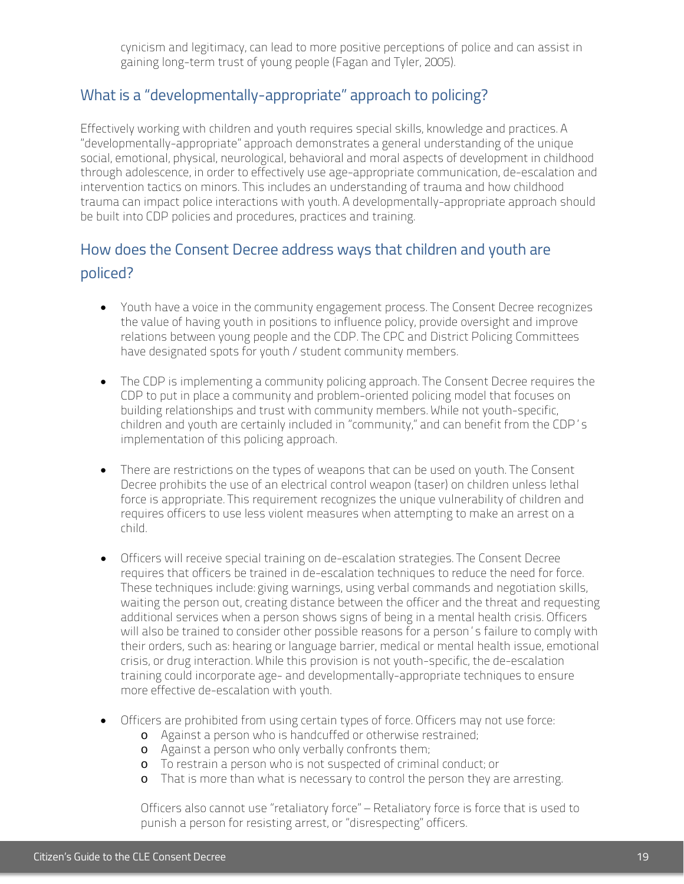cynicism and legitimacy, can lead to more positive perceptions of police and can assist in gaining long-term trust of young people (Fagan and Tyler, 2005).

## What is a "developmentally-appropriate" approach to policing?

Effectively working with children and youth requires special skills, knowledge and practices. A "developmentally-appropriate" approach demonstrates a general understanding of the unique social, emotional, physical, neurological, behavioral and moral aspects of development in childhood through adolescence, in order to effectively use age-appropriate communication, de-escalation and intervention tactics on minors. This includes an understanding of trauma and how childhood trauma can impact police interactions with youth. A developmentally-appropriate approach should be built into CDP policies and procedures, practices and training.

## How does the Consent Decree address ways that children and youth are policed?

- Youth have a voice in the community engagement process. The Consent Decree recognizes the value of having youth in positions to influence policy, provide oversight and improve relations between young people and the CDP. The CPC and District Policing Committees have designated spots for youth / student community members.

- The CDP is implementing a community policing approach. The Consent Decree requires the CDP to put in place a community and problem-oriented policing model that focuses on building relationships and trust with community members. While not youth-specific, children and youth are certainly included in "community," and can benefit from the CDP's implementation of this policing approach.

- There are restrictions on the types of weapons that can be used on youth. The Consent Decree prohibits the use of an electrical control weapon (taser) on children unless lethal force is appropriate. This requirement recognizes the unique vulnerability of children and requires officers to use less violent measures when attempting to make an arrest on a child.

- Officers will receive special training on de-escalation strategies. The Consent Decree requires that officers be trained in de-escalation techniques to reduce the need for force. These techniques include: giving warnings, using verbal commands and negotiation skills, waiting the person out, creating distance between the officer and the threat and requesting additional services when a person shows signs of being in a mental health crisis. Officers will also be trained to consider other possible reasons for a person's failure to comply with their orders, such as: hearing or language barrier, medical or mental health issue, emotional crisis, or drug interaction. While this provision is not youth-specific, the de-escalation training could incorporate age- and developmentally-appropriate techniques to ensure more effective de-escalation with youth.

- Officers are prohibited from using certain types of force. Officers may not use force:
  - Against a person who is handcuffed or otherwise restrained;
  - Against a person who only verbally confronts them;
  - To restrain a person who is not suspected of criminal conduct; or
  - That is more than what is necessary to control the person they are arresting.

  Officers also cannot use "retaliatory force" – Retaliatory force is force that is used to punish a person for resisting arrest, or "disrespecting" officers.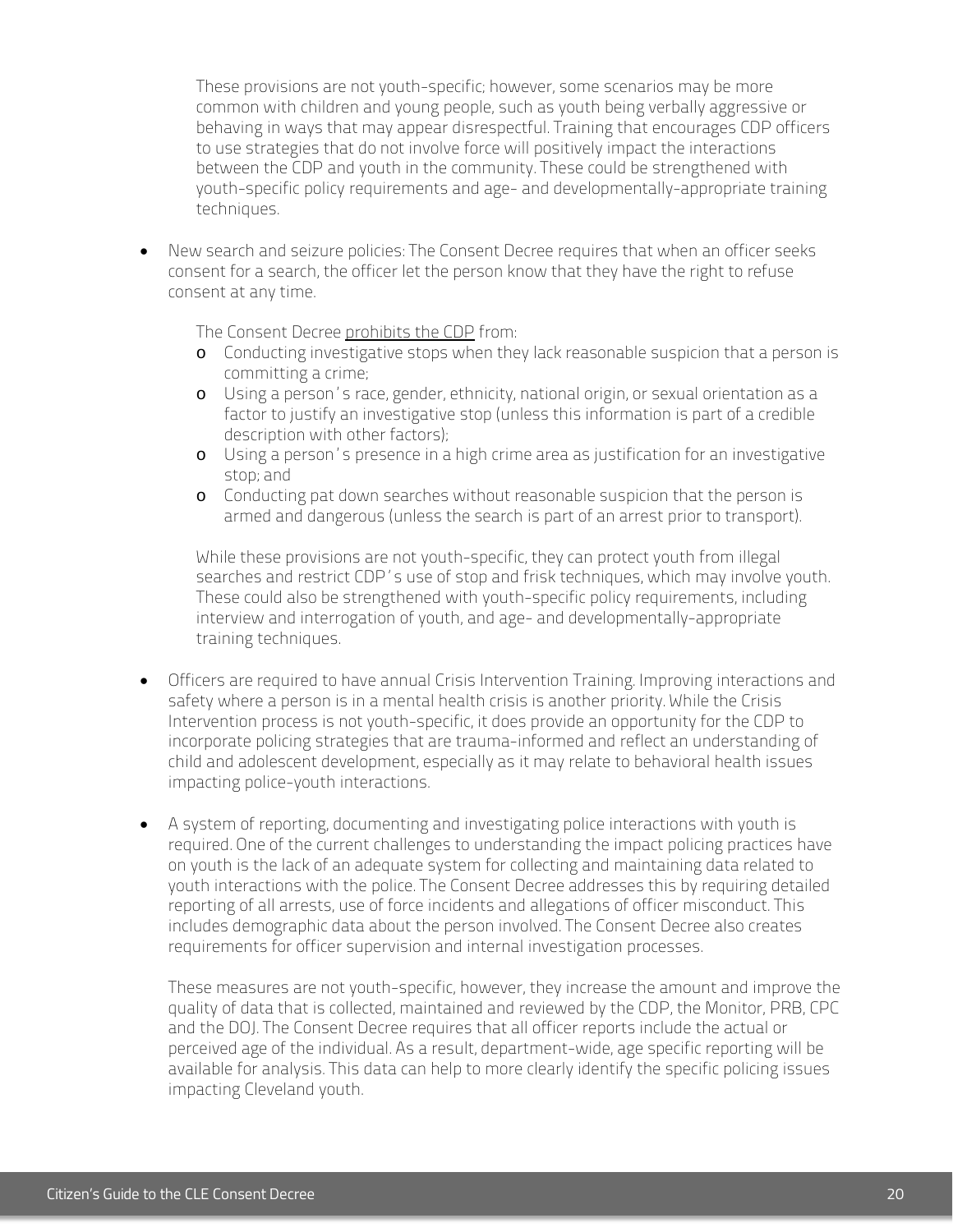These provisions are not youth-specific; however, some scenarios may be more common with children and young people, such as youth being verbally aggressive or behaving in ways that may appear disrespectful. Training that encourages CDP officers to use strategies that do not involve force will positively impact the interactions between the CDP and youth in the community. These could be strengthened with youth-specific policy requirements and age- and developmentally-appropriate training techniques.

- New search and seizure policies: The Consent Decree requires that when an officer seeks consent for a search, the officer let the person know that they have the right to refuse consent at any time.

  The Consent Decree prohibits the CDP from:
  - Conducting investigative stops when they lack reasonable suspicion that a person is committing a crime;
  - Using a person's race, gender, ethnicity, national origin, or sexual orientation as a factor to justify an investigative stop (unless this information is part of a credible description with other factors);
  - Using a person's presence in a high crime area as justification for an investigative stop; and
  - Conducting pat down searches without reasonable suspicion that the person is armed and dangerous (unless the search is part of an arrest prior to transport).

  While these provisions are not youth-specific, they can protect youth from illegal searches and restrict CDP's use of stop and frisk techniques, which may involve youth. These could also be strengthened with youth-specific policy requirements, including interview and interrogation of youth, and age- and developmentally-appropriate training techniques.

- Officers are required to have annual Crisis Intervention Training. Improving interactions and safety where a person is in a mental health crisis is another priority. While the Crisis Intervention process is not youth-specific, it does provide an opportunity for the CDP to incorporate policing strategies that are trauma-informed and reflect an understanding of child and adolescent development, especially as it may relate to behavioral health issues impacting police-youth interactions.

- A system of reporting, documenting and investigating police interactions with youth is required. One of the current challenges to understanding the impact policing practices have on youth is the lack of an adequate system for collecting and maintaining data related to youth interactions with the police. The Consent Decree addresses this by requiring detailed reporting of all arrests, use of force incidents and allegations of officer misconduct. This includes demographic data about the person involved. The Consent Decree also creates requirements for officer supervision and internal investigation processes.

  These measures are not youth-specific, however, they increase the amount and improve the quality of data that is collected, maintained and reviewed by the CDP, the Monitor, PRB, CPC and the DOJ. The Consent Decree requires that all officer reports include the actual or perceived age of the individual. As a result, department-wide, age specific reporting will be available for analysis. This data can help to more clearly identify the specific policing issues impacting Cleveland youth.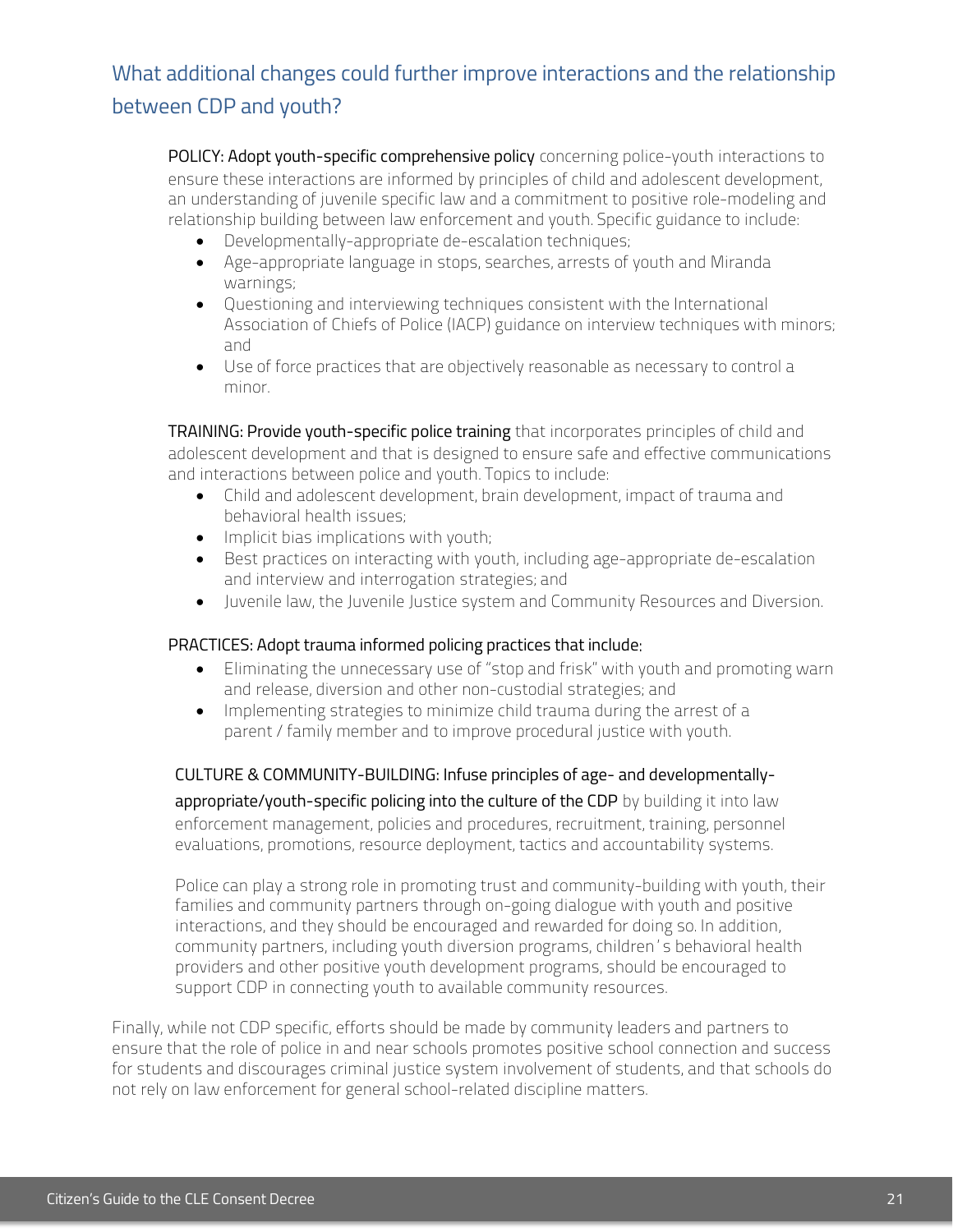## What additional changes could further improve interactions and the relationship between CDP and youth?

**POLICY: Adopt youth-specific comprehensive policy** concerning police-youth interactions to ensure these interactions are informed by principles of child and adolescent development, an understanding of juvenile specific law and a commitment to positive role-modeling and relationship building between law enforcement and youth. Specific guidance to include:

- Developmentally-appropriate de-escalation techniques;
- Age-appropriate language in stops, searches, arrests of youth and Miranda warnings;
- Questioning and interviewing techniques consistent with the International Association of Chiefs of Police (IACP) guidance on interview techniques with minors; and
- Use of force practices that are objectively reasonable as necessary to control a minor.

**TRAINING: Provide youth-specific police training** that incorporates principles of child and adolescent development and that is designed to ensure safe and effective communications and interactions between police and youth. Topics to include:

- Child and adolescent development, brain development, impact of trauma and behavioral health issues;
- Implicit bias implications with youth;
- Best practices on interacting with youth, including age-appropriate de-escalation and interview and interrogation strategies; and
- Juvenile law, the Juvenile Justice system and Community Resources and Diversion.

**PRACTICES: Adopt trauma informed policing practices that include:**

- Eliminating the unnecessary use of "stop and frisk" with youth and promoting warn and release, diversion and other non-custodial strategies; and
- Implementing strategies to minimize child trauma during the arrest of a parent / family member and to improve procedural justice with youth.

**CULTURE & COMMUNITY-BUILDING: Infuse principles of age- and developmentally-appropriate/youth-specific policing into the culture of the CDP** by building it into law enforcement management, policies and procedures, recruitment, training, personnel evaluations, promotions, resource deployment, tactics and accountability systems.

Police can play a strong role in promoting trust and community-building with youth, their families and community partners through on-going dialogue with youth and positive interactions, and they should be encouraged and rewarded for doing so. In addition, community partners, including youth diversion programs, children's behavioral health providers and other positive youth development programs, should be encouraged to support CDP in connecting youth to available community resources.

Finally, while not CDP specific, efforts should be made by community leaders and partners to ensure that the role of police in and near schools promotes positive school connection and success for students and discourages criminal justice system involvement of students, and that schools do not rely on law enforcement for general school-related discipline matters.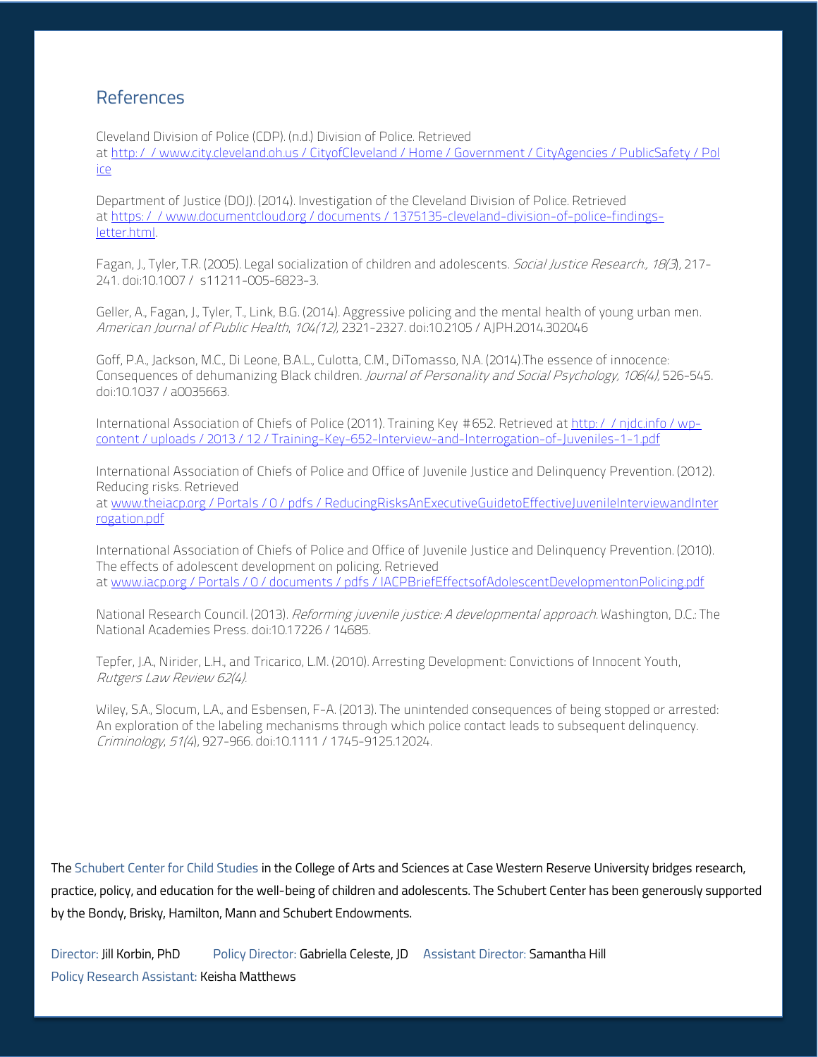## References

Cleveland Division of Police (CDP). (n.d.) Division of Police. Retrieved at http: / / www.city.cleveland.oh.us / CityofCleveland / Home / Government / CityAgencies / PublicSafety / Police

Department of Justice (DOJ). (2014). Investigation of the Cleveland Division of Police. Retrieved at https: / / www.documentcloud.org / documents / 1375135-cleveland-division-of-police-findings-letter.html.

Fagan, J., Tyler, T.R. (2005). Legal socialization of children and adolescents. *Social Justice Research., 18(3*), 217-241. doi:10.1007 / s11211-005-6823-3.

Geller, A., Fagan, J., Tyler, T., Link, B.G. (2014). Aggressive policing and the mental health of young urban men. *American Journal of Public Health*, *104(12),* 2321-2327. doi:10.2105 / AJPH.2014.302046

Goff, P.A., Jackson, M.C., Di Leone, B.A.L., Culotta, C.M., DiTomasso, N.A. (2014).The essence of innocence: Consequences of dehumanizing Black children. *Journal of Personality and Social Psychology, 106(4),* 526-545. doi:10.1037 / a0035663.

International Association of Chiefs of Police (2011). Training Key #652. Retrieved at http: / / njdc.info / wp-content / uploads / 2013 / 12 / Training-Key-652-Interview-and-Interrogation-of-Juveniles-1-1.pdf

International Association of Chiefs of Police and Office of Juvenile Justice and Delinquency Prevention. (2012). Reducing risks. Retrieved at www.theiacp.org / Portals / 0 / pdfs / ReducingRisksAnExecutiveGuidetoEffectiveJuvenileInterviewandInterrogation.pdf

International Association of Chiefs of Police and Office of Juvenile Justice and Delinquency Prevention. (2010). The effects of adolescent development on policing. Retrieved at www.iacp.org / Portals / 0 / documents / pdfs / IACPBriefEffectsofAdolescentDevelopmentonPolicing.pdf

National Research Council. (2013). *Reforming juvenile justice: A developmental approach*. Washington, D.C.: The National Academies Press. doi:10.17226 / 14685.

Tepfer, J.A., Nirider, L.H., and Tricarico, L.M. (2010). Arresting Development: Convictions of Innocent Youth, *Rutgers Law Review 62(4).*

Wiley, S.A., Slocum, L.A., and Esbensen, F-A. (2013). The unintended consequences of being stopped or arrested: An exploration of the labeling mechanisms through which police contact leads to subsequent delinquency. *Criminology*, *51(4*), 927-966. doi:10.1111 / 1745-9125.12024.

The Schubert Center for Child Studies in the College of Arts and Sciences at Case Western Reserve University bridges research, practice, policy, and education for the well-being of children and adolescents. The Schubert Center has been generously supported by the Bondy, Brisky, Hamilton, Mann and Schubert Endowments.

Director: Jill Korbin, PhD     Policy Director: Gabriella Celeste, JD     Assistant Director: Samantha Hill
Policy Research Assistant: Keisha Matthews